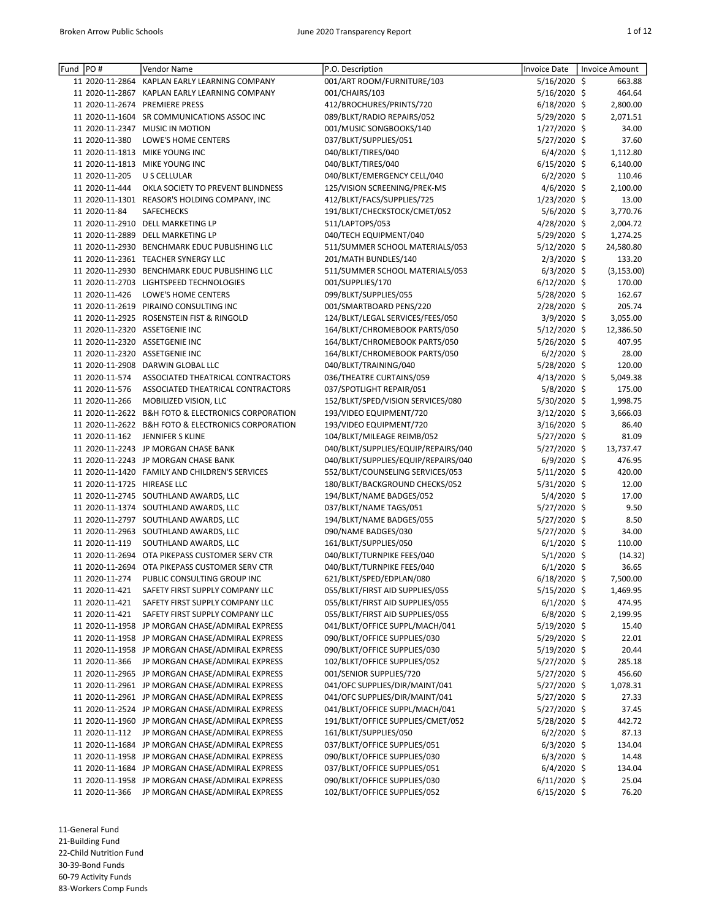| Fund | PO # | Vendor Name | P.O. Description | Invoice Date | Invoice Amount |
|---|---|---|---|---|---|
| 11 | 2020-11-2864 | KAPLAN EARLY LEARNING COMPANY | 001/ART ROOM/FURNITURE/103 | 5/16/2020 | $ 663.88 |
| 11 | 2020-11-2867 | KAPLAN EARLY LEARNING COMPANY | 001/CHAIRS/103 | 5/16/2020 | $ 464.64 |
| 11 | 2020-11-2674 | PREMIERE PRESS | 412/BROCHURES/PRINTS/720 | 6/18/2020 | $ 2,800.00 |
| 11 | 2020-11-1604 | SR COMMUNICATIONS ASSOC INC | 089/BLKT/RADIO REPAIRS/052 | 5/29/2020 | $ 2,071.51 |
| 11 | 2020-11-2347 | MUSIC IN MOTION | 001/MUSIC SONGBOOKS/140 | 1/27/2020 | $ 34.00 |
| 11 | 2020-11-380 | LOWE'S HOME CENTERS | 037/BLKT/SUPPLIES/051 | 5/27/2020 | $ 37.60 |
| 11 | 2020-11-1813 | MIKE YOUNG INC | 040/BLKT/TIRES/040 | 6/4/2020 | $ 1,112.80 |
| 11 | 2020-11-1813 | MIKE YOUNG INC | 040/BLKT/TIRES/040 | 6/15/2020 | $ 6,140.00 |
| 11 | 2020-11-205 | U S CELLULAR | 040/BLKT/EMERGENCY CELL/040 | 6/2/2020 | $ 110.46 |
| 11 | 2020-11-444 | OKLA SOCIETY TO PREVENT BLINDNESS | 125/VISION SCREENING/PREK-MS | 4/6/2020 | $ 2,100.00 |
| 11 | 2020-11-1301 | REASOR'S HOLDING COMPANY, INC | 412/BLKT/FACS/SUPPLIES/725 | 1/23/2020 | $ 13.00 |
| 11 | 2020-11-84 | SAFECHECKS | 191/BLKT/CHECKSTOCK/CMET/052 | 5/6/2020 | $ 3,770.76 |
| 11 | 2020-11-2910 | DELL MARKETING LP | 511/LAPTOPS/053 | 4/28/2020 | $ 2,004.72 |
| 11 | 2020-11-2889 | DELL MARKETING LP | 040/TECH EQUIPMENT/040 | 5/29/2020 | $ 1,274.25 |
| 11 | 2020-11-2930 | BENCHMARK EDUC PUBLISHING LLC | 511/SUMMER SCHOOL MATERIALS/053 | 5/12/2020 | $ 24,580.80 |
| 11 | 2020-11-2361 | TEACHER SYNERGY LLC | 201/MATH BUNDLES/140 | 2/3/2020 | $ 133.20 |
| 11 | 2020-11-2930 | BENCHMARK EDUC PUBLISHING LLC | 511/SUMMER SCHOOL MATERIALS/053 | 6/3/2020 | $ (3,153.00) |
| 11 | 2020-11-2703 | LIGHTSPEED TECHNOLOGIES | 001/SUPPLIES/170 | 6/12/2020 | $ 170.00 |
| 11 | 2020-11-426 | LOWE'S HOME CENTERS | 099/BLKT/SUPPLIES/055 | 5/28/2020 | $ 162.67 |
| 11 | 2020-11-2619 | PIRAINO CONSULTING INC | 001/SMARTBOARD PENS/220 | 2/28/2020 | $ 205.74 |
| 11 | 2020-11-2925 | ROSENSTEIN FIST & RINGOLD | 124/BLKT/LEGAL SERVICES/FEES/050 | 3/9/2020 | $ 3,055.00 |
| 11 | 2020-11-2320 | ASSETGENIE INC | 164/BLKT/CHROMEBOOK PARTS/050 | 5/12/2020 | $ 12,386.50 |
| 11 | 2020-11-2320 | ASSETGENIE INC | 164/BLKT/CHROMEBOOK PARTS/050 | 5/26/2020 | $ 407.95 |
| 11 | 2020-11-2320 | ASSETGENIE INC | 164/BLKT/CHROMEBOOK PARTS/050 | 6/2/2020 | $ 28.00 |
| 11 | 2020-11-2908 | DARWIN GLOBAL LLC | 040/BLKT/TRAINING/040 | 5/28/2020 | $ 120.00 |
| 11 | 2020-11-574 | ASSOCIATED THEATRICAL CONTRACTORS | 036/THEATRE CURTAINS/059 | 4/13/2020 | $ 5,049.38 |
| 11 | 2020-11-576 | ASSOCIATED THEATRICAL CONTRACTORS | 037/SPOTLIGHT REPAIR/051 | 5/8/2020 | $ 175.00 |
| 11 | 2020-11-266 | MOBILIZED VISION, LLC | 152/BLKT/SPED/VISION SERVICES/080 | 5/30/2020 | $ 1,998.75 |
| 11 | 2020-11-2622 | B&H FOTO & ELECTRONICS CORPORATION | 193/VIDEO EQUIPMENT/720 | 3/12/2020 | $ 3,666.03 |
| 11 | 2020-11-2622 | B&H FOTO & ELECTRONICS CORPORATION | 193/VIDEO EQUIPMENT/720 | 3/16/2020 | $ 86.40 |
| 11 | 2020-11-162 | JENNIFER S KLINE | 104/BLKT/MILEAGE REIMB/052 | 5/27/2020 | $ 81.09 |
| 11 | 2020-11-2243 | JP MORGAN CHASE BANK | 040/BLKT/SUPPLIES/EQUIP/REPAIRS/040 | 5/27/2020 | $ 13,737.47 |
| 11 | 2020-11-2243 | JP MORGAN CHASE BANK | 040/BLKT/SUPPLIES/EQUIP/REPAIRS/040 | 6/9/2020 | $ 476.95 |
| 11 | 2020-11-1420 | FAMILY AND CHILDREN'S SERVICES | 552/BLKT/COUNSELING SERVICES/053 | 5/11/2020 | $ 420.00 |
| 11 | 2020-11-1725 | HIREASE LLC | 180/BLKT/BACKGROUND CHECKS/052 | 5/31/2020 | $ 12.00 |
| 11 | 2020-11-2745 | SOUTHLAND AWARDS, LLC | 194/BLKT/NAME BADGES/052 | 5/4/2020 | $ 17.00 |
| 11 | 2020-11-1374 | SOUTHLAND AWARDS, LLC | 037/BLKT/NAME TAGS/051 | 5/27/2020 | $ 9.50 |
| 11 | 2020-11-2797 | SOUTHLAND AWARDS, LLC | 194/BLKT/NAME BADGES/055 | 5/27/2020 | $ 8.50 |
| 11 | 2020-11-2963 | SOUTHLAND AWARDS, LLC | 090/NAME BADGES/030 | 5/27/2020 | $ 34.00 |
| 11 | 2020-11-119 | SOUTHLAND AWARDS, LLC | 161/BLKT/SUPPLIES/050 | 6/1/2020 | $ 110.00 |
| 11 | 2020-11-2694 | OTA PIKEPASS CUSTOMER SERV CTR | 040/BLKT/TURNPIKE FEES/040 | 5/1/2020 | $ (14.32) |
| 11 | 2020-11-2694 | OTA PIKEPASS CUSTOMER SERV CTR | 040/BLKT/TURNPIKE FEES/040 | 6/1/2020 | $ 36.65 |
| 11 | 2020-11-274 | PUBLIC CONSULTING GROUP INC | 621/BLKT/SPED/EDPLAN/080 | 6/18/2020 | $ 7,500.00 |
| 11 | 2020-11-421 | SAFETY FIRST SUPPLY COMPANY LLC | 055/BLKT/FIRST AID SUPPLIES/055 | 5/15/2020 | $ 1,469.95 |
| 11 | 2020-11-421 | SAFETY FIRST SUPPLY COMPANY LLC | 055/BLKT/FIRST AID SUPPLIES/055 | 6/1/2020 | $ 474.95 |
| 11 | 2020-11-421 | SAFETY FIRST SUPPLY COMPANY LLC | 055/BLKT/FIRST AID SUPPLIES/055 | 6/8/2020 | $ 2,199.95 |
| 11 | 2020-11-1958 | JP MORGAN CHASE/ADMIRAL EXPRESS | 041/BLKT/OFFICE SUPPL/MACH/041 | 5/19/2020 | $ 15.40 |
| 11 | 2020-11-1958 | JP MORGAN CHASE/ADMIRAL EXPRESS | 090/BLKT/OFFICE SUPPLIES/030 | 5/29/2020 | $ 22.01 |
| 11 | 2020-11-1958 | JP MORGAN CHASE/ADMIRAL EXPRESS | 090/BLKT/OFFICE SUPPLIES/030 | 5/19/2020 | $ 20.44 |
| 11 | 2020-11-366 | JP MORGAN CHASE/ADMIRAL EXPRESS | 102/BLKT/OFFICE SUPPLIES/052 | 5/27/2020 | $ 285.18 |
| 11 | 2020-11-2965 | JP MORGAN CHASE/ADMIRAL EXPRESS | 001/SENIOR SUPPLIES/720 | 5/27/2020 | $ 456.60 |
| 11 | 2020-11-2961 | JP MORGAN CHASE/ADMIRAL EXPRESS | 041/OFC SUPPLIES/DIR/MAINT/041 | 5/27/2020 | $ 1,078.31 |
| 11 | 2020-11-2961 | JP MORGAN CHASE/ADMIRAL EXPRESS | 041/OFC SUPPLIES/DIR/MAINT/041 | 5/27/2020 | $ 27.33 |
| 11 | 2020-11-2524 | JP MORGAN CHASE/ADMIRAL EXPRESS | 041/BLKT/OFFICE SUPPL/MACH/041 | 5/27/2020 | $ 37.45 |
| 11 | 2020-11-1960 | JP MORGAN CHASE/ADMIRAL EXPRESS | 191/BLKT/OFFICE SUPPLIES/CMET/052 | 5/28/2020 | $ 442.72 |
| 11 | 2020-11-112 | JP MORGAN CHASE/ADMIRAL EXPRESS | 161/BLKT/SUPPLIES/050 | 6/2/2020 | $ 87.13 |
| 11 | 2020-11-1684 | JP MORGAN CHASE/ADMIRAL EXPRESS | 037/BLKT/OFFICE SUPPLIES/051 | 6/3/2020 | $ 134.04 |
| 11 | 2020-11-1958 | JP MORGAN CHASE/ADMIRAL EXPRESS | 090/BLKT/OFFICE SUPPLIES/030 | 6/3/2020 | $ 14.48 |
| 11 | 2020-11-1684 | JP MORGAN CHASE/ADMIRAL EXPRESS | 037/BLKT/OFFICE SUPPLIES/051 | 6/4/2020 | $ 134.04 |
| 11 | 2020-11-1958 | JP MORGAN CHASE/ADMIRAL EXPRESS | 090/BLKT/OFFICE SUPPLIES/030 | 6/11/2020 | $ 25.04 |
| 11 | 2020-11-366 | JP MORGAN CHASE/ADMIRAL EXPRESS | 102/BLKT/OFFICE SUPPLIES/052 | 6/15/2020 | $ 76.20 |

11-General Fund
21-Building Fund
22-Child Nutrition Fund
30-39-Bond Funds
60-79 Activity Funds
83-Workers Comp Funds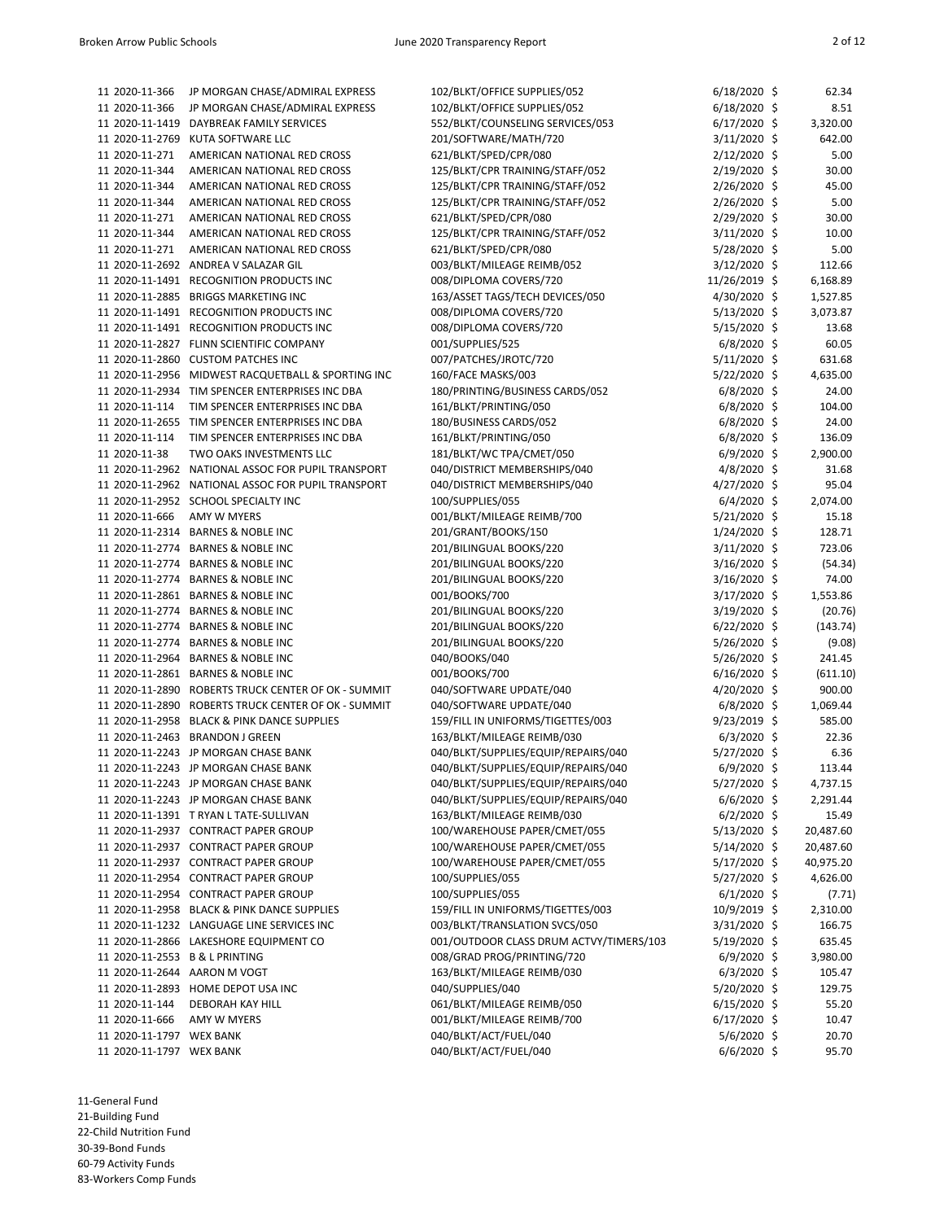| Fund | PO Number | Vendor | Description | Date | Amount |
|---|---|---|---|---|---|
| 11 | 2020-11-366 | JP MORGAN CHASE/ADMIRAL EXPRESS | 102/BLKT/OFFICE SUPPLIES/052 | 6/18/2020 | $ 62.34 |
| 11 | 2020-11-366 | JP MORGAN CHASE/ADMIRAL EXPRESS | 102/BLKT/OFFICE SUPPLIES/052 | 6/18/2020 | $ 8.51 |
| 11 | 2020-11-1419 | DAYBREAK FAMILY SERVICES | 552/BLKT/COUNSELING SERVICES/053 | 6/17/2020 | $ 3,320.00 |
| 11 | 2020-11-2769 | KUTA SOFTWARE LLC | 201/SOFTWARE/MATH/720 | 3/11/2020 | $ 642.00 |
| 11 | 2020-11-271 | AMERICAN NATIONAL RED CROSS | 621/BLKT/SPED/CPR/080 | 2/12/2020 | $ 5.00 |
| 11 | 2020-11-344 | AMERICAN NATIONAL RED CROSS | 125/BLKT/CPR TRAINING/STAFF/052 | 2/19/2020 | $ 30.00 |
| 11 | 2020-11-344 | AMERICAN NATIONAL RED CROSS | 125/BLKT/CPR TRAINING/STAFF/052 | 2/26/2020 | $ 45.00 |
| 11 | 2020-11-344 | AMERICAN NATIONAL RED CROSS | 125/BLKT/CPR TRAINING/STAFF/052 | 2/26/2020 | $ 5.00 |
| 11 | 2020-11-271 | AMERICAN NATIONAL RED CROSS | 621/BLKT/SPED/CPR/080 | 2/29/2020 | $ 30.00 |
| 11 | 2020-11-344 | AMERICAN NATIONAL RED CROSS | 125/BLKT/CPR TRAINING/STAFF/052 | 3/11/2020 | $ 10.00 |
| 11 | 2020-11-271 | AMERICAN NATIONAL RED CROSS | 621/BLKT/SPED/CPR/080 | 5/28/2020 | $ 5.00 |
| 11 | 2020-11-2692 | ANDREA V SALAZAR GIL | 003/BLKT/MILEAGE REIMB/052 | 3/12/2020 | $ 112.66 |
| 11 | 2020-11-1491 | RECOGNITION PRODUCTS INC | 008/DIPLOMA COVERS/720 | 11/26/2019 | $ 6,168.89 |
| 11 | 2020-11-2885 | BRIGGS MARKETING INC | 163/ASSET TAGS/TECH DEVICES/050 | 4/30/2020 | $ 1,527.85 |
| 11 | 2020-11-1491 | RECOGNITION PRODUCTS INC | 008/DIPLOMA COVERS/720 | 5/13/2020 | $ 3,073.87 |
| 11 | 2020-11-1491 | RECOGNITION PRODUCTS INC | 008/DIPLOMA COVERS/720 | 5/15/2020 | $ 13.68 |
| 11 | 2020-11-2827 | FLINN SCIENTIFIC COMPANY | 001/SUPPLIES/525 | 6/8/2020 | $ 60.05 |
| 11 | 2020-11-2860 | CUSTOM PATCHES INC | 007/PATCHES/JROTC/720 | 5/11/2020 | $ 631.68 |
| 11 | 2020-11-2956 | MIDWEST RACQUETBALL & SPORTING INC | 160/FACE MASKS/003 | 5/22/2020 | $ 4,635.00 |
| 11 | 2020-11-2934 | TIM SPENCER ENTERPRISES INC DBA | 180/PRINTING/BUSINESS CARDS/052 | 6/8/2020 | $ 24.00 |
| 11 | 2020-11-114 | TIM SPENCER ENTERPRISES INC DBA | 161/BLKT/PRINTING/050 | 6/8/2020 | $ 104.00 |
| 11 | 2020-11-2655 | TIM SPENCER ENTERPRISES INC DBA | 180/BUSINESS CARDS/052 | 6/8/2020 | $ 24.00 |
| 11 | 2020-11-114 | TIM SPENCER ENTERPRISES INC DBA | 161/BLKT/PRINTING/050 | 6/8/2020 | $ 136.09 |
| 11 | 2020-11-38 | TWO OAKS INVESTMENTS LLC | 181/BLKT/WC TPA/CMET/050 | 6/9/2020 | $ 2,900.00 |
| 11 | 2020-11-2962 | NATIONAL ASSOC FOR PUPIL TRANSPORT | 040/DISTRICT MEMBERSHIPS/040 | 4/8/2020 | $ 31.68 |
| 11 | 2020-11-2962 | NATIONAL ASSOC FOR PUPIL TRANSPORT | 040/DISTRICT MEMBERSHIPS/040 | 4/27/2020 | $ 95.04 |
| 11 | 2020-11-2952 | SCHOOL SPECIALTY INC | 100/SUPPLIES/055 | 6/4/2020 | $ 2,074.00 |
| 11 | 2020-11-666 | AMY W MYERS | 001/BLKT/MILEAGE REIMB/700 | 5/21/2020 | $ 15.18 |
| 11 | 2020-11-2314 | BARNES & NOBLE INC | 201/GRANT/BOOKS/150 | 1/24/2020 | $ 128.71 |
| 11 | 2020-11-2774 | BARNES & NOBLE INC | 201/BILINGUAL BOOKS/220 | 3/11/2020 | $ 723.06 |
| 11 | 2020-11-2774 | BARNES & NOBLE INC | 201/BILINGUAL BOOKS/220 | 3/16/2020 | $ (54.34) |
| 11 | 2020-11-2774 | BARNES & NOBLE INC | 201/BILINGUAL BOOKS/220 | 3/16/2020 | $ 74.00 |
| 11 | 2020-11-2861 | BARNES & NOBLE INC | 001/BOOKS/700 | 3/17/2020 | $ 1,553.86 |
| 11 | 2020-11-2774 | BARNES & NOBLE INC | 201/BILINGUAL BOOKS/220 | 3/19/2020 | $ (20.76) |
| 11 | 2020-11-2774 | BARNES & NOBLE INC | 201/BILINGUAL BOOKS/220 | 6/22/2020 | $ (143.74) |
| 11 | 2020-11-2774 | BARNES & NOBLE INC | 201/BILINGUAL BOOKS/220 | 5/26/2020 | $ (9.08) |
| 11 | 2020-11-2964 | BARNES & NOBLE INC | 040/BOOKS/040 | 5/26/2020 | $ 241.45 |
| 11 | 2020-11-2861 | BARNES & NOBLE INC | 001/BOOKS/700 | 6/16/2020 | $ (611.10) |
| 11 | 2020-11-2890 | ROBERTS TRUCK CENTER OF OK - SUMMIT | 040/SOFTWARE UPDATE/040 | 4/20/2020 | $ 900.00 |
| 11 | 2020-11-2890 | ROBERTS TRUCK CENTER OF OK - SUMMIT | 040/SOFTWARE UPDATE/040 | 6/8/2020 | $ 1,069.44 |
| 11 | 2020-11-2958 | BLACK & PINK DANCE SUPPLIES | 159/FILL IN UNIFORMS/TIGETTES/003 | 9/23/2019 | $ 585.00 |
| 11 | 2020-11-2463 | BRANDON J GREEN | 163/BLKT/MILEAGE REIMB/030 | 6/3/2020 | $ 22.36 |
| 11 | 2020-11-2243 | JP MORGAN CHASE BANK | 040/BLKT/SUPPLIES/EQUIP/REPAIRS/040 | 5/27/2020 | $ 6.36 |
| 11 | 2020-11-2243 | JP MORGAN CHASE BANK | 040/BLKT/SUPPLIES/EQUIP/REPAIRS/040 | 6/9/2020 | $ 113.44 |
| 11 | 2020-11-2243 | JP MORGAN CHASE BANK | 040/BLKT/SUPPLIES/EQUIP/REPAIRS/040 | 5/27/2020 | $ 4,737.15 |
| 11 | 2020-11-2243 | JP MORGAN CHASE BANK | 040/BLKT/SUPPLIES/EQUIP/REPAIRS/040 | 6/6/2020 | $ 2,291.44 |
| 11 | 2020-11-1391 | T RYAN L TATE-SULLIVAN | 163/BLKT/MILEAGE REIMB/030 | 6/2/2020 | $ 15.49 |
| 11 | 2020-11-2937 | CONTRACT PAPER GROUP | 100/WAREHOUSE PAPER/CMET/055 | 5/13/2020 | $ 20,487.60 |
| 11 | 2020-11-2937 | CONTRACT PAPER GROUP | 100/WAREHOUSE PAPER/CMET/055 | 5/14/2020 | $ 20,487.60 |
| 11 | 2020-11-2937 | CONTRACT PAPER GROUP | 100/WAREHOUSE PAPER/CMET/055 | 5/17/2020 | $ 40,975.20 |
| 11 | 2020-11-2954 | CONTRACT PAPER GROUP | 100/SUPPLIES/055 | 5/27/2020 | $ 4,626.00 |
| 11 | 2020-11-2954 | CONTRACT PAPER GROUP | 100/SUPPLIES/055 | 6/1/2020 | $ (7.71) |
| 11 | 2020-11-2958 | BLACK & PINK DANCE SUPPLIES | 159/FILL IN UNIFORMS/TIGETTES/003 | 10/9/2019 | $ 2,310.00 |
| 11 | 2020-11-1232 | LANGUAGE LINE SERVICES INC | 003/BLKT/TRANSLATION SVCS/050 | 3/31/2020 | $ 166.75 |
| 11 | 2020-11-2866 | LAKESHORE EQUIPMENT CO | 001/OUTDOOR CLASS DRUM ACTVY/TIMERS/103 | 5/19/2020 | $ 635.45 |
| 11 | 2020-11-2553 | B & L PRINTING | 008/GRAD PROG/PRINTING/720 | 6/9/2020 | $ 3,980.00 |
| 11 | 2020-11-2644 | AARON M VOGT | 163/BLKT/MILEAGE REIMB/030 | 6/3/2020 | $ 105.47 |
| 11 | 2020-11-2893 | HOME DEPOT USA INC | 040/SUPPLIES/040 | 5/20/2020 | $ 129.75 |
| 11 | 2020-11-144 | DEBORAH KAY HILL | 061/BLKT/MILEAGE REIMB/050 | 6/15/2020 | $ 55.20 |
| 11 | 2020-11-666 | AMY W MYERS | 001/BLKT/MILEAGE REIMB/700 | 6/17/2020 | $ 10.47 |
| 11 | 2020-11-1797 | WEX BANK | 040/BLKT/ACT/FUEL/040 | 5/6/2020 | $ 20.70 |
| 11 | 2020-11-1797 | WEX BANK | 040/BLKT/ACT/FUEL/040 | 6/6/2020 | $ 95.70 |

11-General Fund
21-Building Fund
22-Child Nutrition Fund
30-39-Bond Funds
60-79 Activity Funds
83-Workers Comp Funds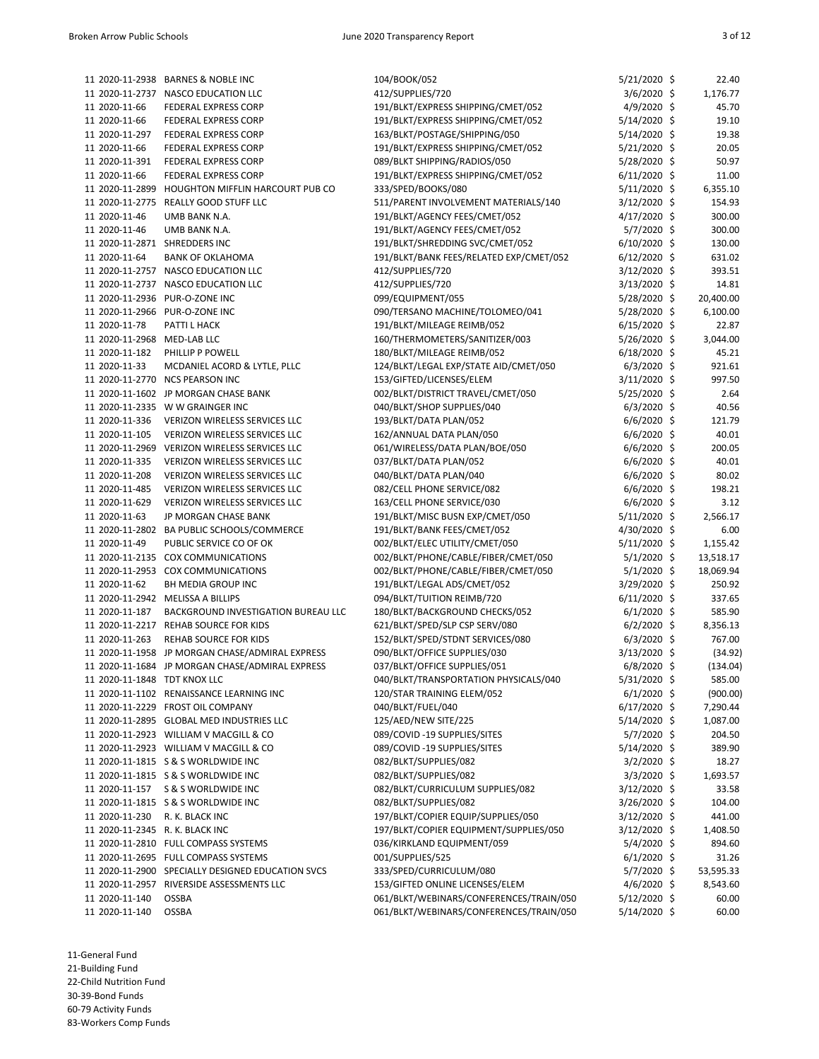| Fund | PO Number | Vendor | Description | Date | Amount |
|---|---|---|---|---|---|
| 11 | 2020-11-2938 | BARNES & NOBLE INC | 104/BOOK/052 | 5/21/2020 | $ 22.40 |
| 11 | 2020-11-2737 | NASCO EDUCATION LLC | 412/SUPPLIES/720 | 3/6/2020 | $ 1,176.77 |
| 11 | 2020-11-66 | FEDERAL EXPRESS CORP | 191/BLKT/EXPRESS SHIPPING/CMET/052 | 4/9/2020 | $ 45.70 |
| 11 | 2020-11-66 | FEDERAL EXPRESS CORP | 191/BLKT/EXPRESS SHIPPING/CMET/052 | 5/14/2020 | $ 19.10 |
| 11 | 2020-11-297 | FEDERAL EXPRESS CORP | 163/BLKT/POSTAGE/SHIPPING/050 | 5/14/2020 | $ 19.38 |
| 11 | 2020-11-66 | FEDERAL EXPRESS CORP | 191/BLKT/EXPRESS SHIPPING/CMET/052 | 5/21/2020 | $ 20.05 |
| 11 | 2020-11-391 | FEDERAL EXPRESS CORP | 089/BLKT SHIPPING/RADIOS/050 | 5/28/2020 | $ 50.97 |
| 11 | 2020-11-66 | FEDERAL EXPRESS CORP | 191/BLKT/EXPRESS SHIPPING/CMET/052 | 6/11/2020 | $ 11.00 |
| 11 | 2020-11-2899 | HOUGHTON MIFFLIN HARCOURT PUB CO | 333/SPED/BOOKS/080 | 5/11/2020 | $ 6,355.10 |
| 11 | 2020-11-2775 | REALLY GOOD STUFF LLC | 511/PARENT INVOLVEMENT MATERIALS/140 | 3/12/2020 | $ 154.93 |
| 11 | 2020-11-46 | UMB BANK N.A. | 191/BLKT/AGENCY FEES/CMET/052 | 4/17/2020 | $ 300.00 |
| 11 | 2020-11-46 | UMB BANK N.A. | 191/BLKT/AGENCY FEES/CMET/052 | 5/7/2020 | $ 300.00 |
| 11 | 2020-11-2871 | SHREDDERS INC | 191/BLKT/SHREDDING SVC/CMET/052 | 6/10/2020 | $ 130.00 |
| 11 | 2020-11-64 | BANK OF OKLAHOMA | 191/BLKT/BANK FEES/RELATED EXP/CMET/052 | 6/12/2020 | $ 631.02 |
| 11 | 2020-11-2757 | NASCO EDUCATION LLC | 412/SUPPLIES/720 | 3/12/2020 | $ 393.51 |
| 11 | 2020-11-2737 | NASCO EDUCATION LLC | 412/SUPPLIES/720 | 3/13/2020 | $ 14.81 |
| 11 | 2020-11-2936 | PUR-O-ZONE INC | 099/EQUIPMENT/055 | 5/28/2020 | $ 20,400.00 |
| 11 | 2020-11-2966 | PUR-O-ZONE INC | 090/TERSANO MACHINE/TOLOMEO/041 | 5/28/2020 | $ 6,100.00 |
| 11 | 2020-11-78 | PATTI L HACK | 191/BLKT/MILEAGE REIMB/052 | 6/15/2020 | $ 22.87 |
| 11 | 2020-11-2968 | MED-LAB LLC | 160/THERMOMETERS/SANITIZER/003 | 5/26/2020 | $ 3,044.00 |
| 11 | 2020-11-182 | PHILLIP P POWELL | 180/BLKT/MILEAGE REIMB/052 | 6/18/2020 | $ 45.21 |
| 11 | 2020-11-33 | MCDANIEL ACORD & LYTLE, PLLC | 124/BLKT/LEGAL EXP/STATE AID/CMET/050 | 6/3/2020 | $ 921.61 |
| 11 | 2020-11-2770 | NCS PEARSON INC | 153/GIFTED/LICENSES/ELEM | 3/11/2020 | $ 997.50 |
| 11 | 2020-11-1602 | JP MORGAN CHASE BANK | 002/BLKT/DISTRICT TRAVEL/CMET/050 | 5/25/2020 | $ 2.64 |
| 11 | 2020-11-2335 | W W GRAINGER INC | 040/BLKT/SHOP SUPPLIES/040 | 6/3/2020 | $ 40.56 |
| 11 | 2020-11-336 | VERIZON WIRELESS SERVICES LLC | 193/BLKT/DATA PLAN/052 | 6/6/2020 | $ 121.79 |
| 11 | 2020-11-105 | VERIZON WIRELESS SERVICES LLC | 162/ANNUAL DATA PLAN/050 | 6/6/2020 | $ 40.01 |
| 11 | 2020-11-2969 | VERIZON WIRELESS SERVICES LLC | 061/WIRELESS/DATA PLAN/BOE/050 | 6/6/2020 | $ 200.05 |
| 11 | 2020-11-335 | VERIZON WIRELESS SERVICES LLC | 037/BLKT/DATA PLAN/052 | 6/6/2020 | $ 40.01 |
| 11 | 2020-11-208 | VERIZON WIRELESS SERVICES LLC | 040/BLKT/DATA PLAN/040 | 6/6/2020 | $ 80.02 |
| 11 | 2020-11-485 | VERIZON WIRELESS SERVICES LLC | 082/CELL PHONE SERVICE/082 | 6/6/2020 | $ 198.21 |
| 11 | 2020-11-629 | VERIZON WIRELESS SERVICES LLC | 163/CELL PHONE SERVICE/030 | 6/6/2020 | $ 3.12 |
| 11 | 2020-11-63 | JP MORGAN CHASE BANK | 191/BLKT/MISC BUSN EXP/CMET/050 | 5/11/2020 | $ 2,566.17 |
| 11 | 2020-11-2802 | BA PUBLIC SCHOOLS/COMMERCE | 191/BLKT/BANK FEES/CMET/052 | 4/30/2020 | $ 6.00 |
| 11 | 2020-11-49 | PUBLIC SERVICE CO OF OK | 002/BLKT/ELEC UTILITY/CMET/050 | 5/11/2020 | $ 1,155.42 |
| 11 | 2020-11-2135 | COX COMMUNICATIONS | 002/BLKT/PHONE/CABLE/FIBER/CMET/050 | 5/1/2020 | $ 13,518.17 |
| 11 | 2020-11-2953 | COX COMMUNICATIONS | 002/BLKT/PHONE/CABLE/FIBER/CMET/050 | 5/1/2020 | $ 18,069.94 |
| 11 | 2020-11-62 | BH MEDIA GROUP INC | 191/BLKT/LEGAL ADS/CMET/052 | 3/29/2020 | $ 250.92 |
| 11 | 2020-11-2942 | MELISSA A BILLIPS | 094/BLKT/TUITION REIMB/720 | 6/11/2020 | $ 337.65 |
| 11 | 2020-11-187 | BACKGROUND INVESTIGATION BUREAU LLC | 180/BLKT/BACKGROUND CHECKS/052 | 6/1/2020 | $ 585.90 |
| 11 | 2020-11-2217 | REHAB SOURCE FOR KIDS | 621/BLKT/SPED/SLP CSP SERV/080 | 6/2/2020 | $ 8,356.13 |
| 11 | 2020-11-263 | REHAB SOURCE FOR KIDS | 152/BLKT/SPED/STDNT SERVICES/080 | 6/3/2020 | $ 767.00 |
| 11 | 2020-11-1958 | JP MORGAN CHASE/ADMIRAL EXPRESS | 090/BLKT/OFFICE SUPPLIES/030 | 3/13/2020 | $ (34.92) |
| 11 | 2020-11-1684 | JP MORGAN CHASE/ADMIRAL EXPRESS | 037/BLKT/OFFICE SUPPLIES/051 | 6/8/2020 | $ (134.04) |
| 11 | 2020-11-1848 | TDT KNOX LLC | 040/BLKT/TRANSPORTATION PHYSICALS/040 | 5/31/2020 | $ 585.00 |
| 11 | 2020-11-1102 | RENAISSANCE LEARNING INC | 120/STAR TRAINING ELEM/052 | 6/1/2020 | $ (900.00) |
| 11 | 2020-11-2229 | FROST OIL COMPANY | 040/BLKT/FUEL/040 | 6/17/2020 | $ 7,290.44 |
| 11 | 2020-11-2895 | GLOBAL MED INDUSTRIES LLC | 125/AED/NEW SITE/225 | 5/14/2020 | $ 1,087.00 |
| 11 | 2020-11-2923 | WILLIAM V MACGILL & CO | 089/COVID -19 SUPPLIES/SITES | 5/7/2020 | $ 204.50 |
| 11 | 2020-11-2923 | WILLIAM V MACGILL & CO | 089/COVID -19 SUPPLIES/SITES | 5/14/2020 | $ 389.90 |
| 11 | 2020-11-1815 | S & S WORLDWIDE INC | 082/BLKT/SUPPLIES/082 | 3/2/2020 | $ 18.27 |
| 11 | 2020-11-1815 | S & S WORLDWIDE INC | 082/BLKT/SUPPLIES/082 | 3/3/2020 | $ 1,693.57 |
| 11 | 2020-11-157 | S & S WORLDWIDE INC | 082/BLKT/CURRICULUM SUPPLIES/082 | 3/12/2020 | $ 33.58 |
| 11 | 2020-11-1815 | S & S WORLDWIDE INC | 082/BLKT/SUPPLIES/082 | 3/26/2020 | $ 104.00 |
| 11 | 2020-11-230 | R. K. BLACK INC | 197/BLKT/COPIER EQUIP/SUPPLIES/050 | 3/12/2020 | $ 441.00 |
| 11 | 2020-11-2345 | R. K. BLACK INC | 197/BLKT/COPIER EQUIPMENT/SUPPLIES/050 | 3/12/2020 | $ 1,408.50 |
| 11 | 2020-11-2810 | FULL COMPASS SYSTEMS | 036/KIRKLAND EQUIPMENT/059 | 5/4/2020 | $ 894.60 |
| 11 | 2020-11-2695 | FULL COMPASS SYSTEMS | 001/SUPPLIES/525 | 6/1/2020 | $ 31.26 |
| 11 | 2020-11-2900 | SPECIALLY DESIGNED EDUCATION SVCS | 333/SPED/CURRICULUM/080 | 5/7/2020 | $ 53,595.33 |
| 11 | 2020-11-2957 | RIVERSIDE ASSESSMENTS LLC | 153/GIFTED ONLINE LICENSES/ELEM | 4/6/2020 | $ 8,543.60 |
| 11 | 2020-11-140 | OSSBA | 061/BLKT/WEBINARS/CONFERENCES/TRAIN/050 | 5/12/2020 | $ 60.00 |
| 11 | 2020-11-140 | OSSBA | 061/BLKT/WEBINARS/CONFERENCES/TRAIN/050 | 5/14/2020 | $ 60.00 |

11-General Fund
21-Building Fund
22-Child Nutrition Fund
30-39-Bond Funds
60-79 Activity Funds
83-Workers Comp Funds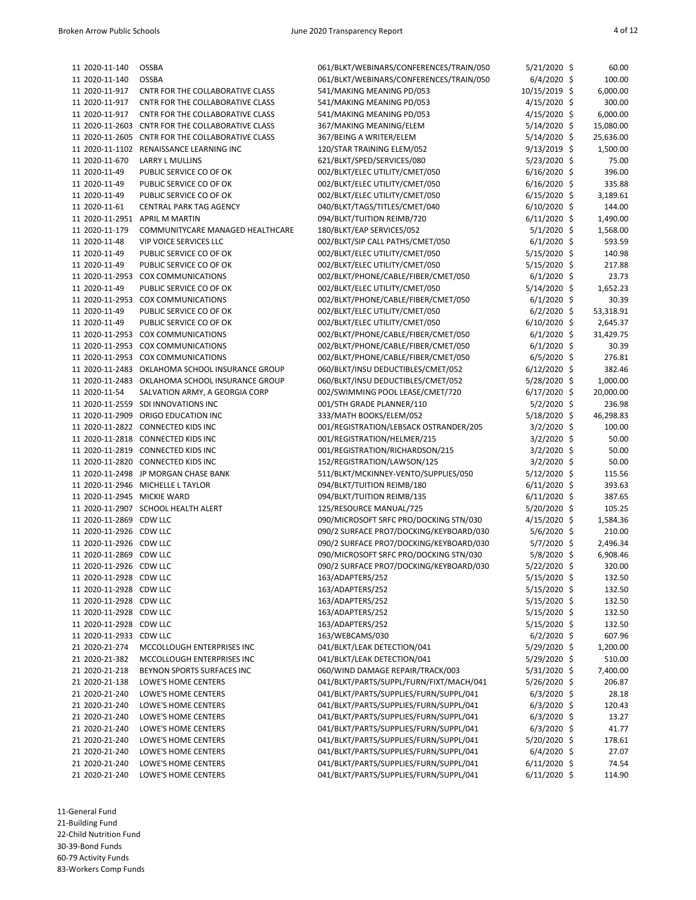| Fund | PO Number | Vendor | Description | Date | Amount |
|---|---|---|---|---|---|
| 11 | 2020-11-140 | OSSBA | 061/BLKT/WEBINARS/CONFERENCES/TRAIN/050 | 5/21/2020 | $ 60.00 |
| 11 | 2020-11-140 | OSSBA | 061/BLKT/WEBINARS/CONFERENCES/TRAIN/050 | 6/4/2020 | $ 100.00 |
| 11 | 2020-11-917 | CNTR FOR THE COLLABORATIVE CLASS | 541/MAKING MEANING PD/053 | 10/15/2019 | $ 6,000.00 |
| 11 | 2020-11-917 | CNTR FOR THE COLLABORATIVE CLASS | 541/MAKING MEANING PD/053 | 4/15/2020 | $ 300.00 |
| 11 | 2020-11-917 | CNTR FOR THE COLLABORATIVE CLASS | 541/MAKING MEANING PD/053 | 4/15/2020 | $ 6,000.00 |
| 11 | 2020-11-2603 | CNTR FOR THE COLLABORATIVE CLASS | 367/MAKING MEANING/ELEM | 5/14/2020 | $ 15,080.00 |
| 11 | 2020-11-2605 | CNTR FOR THE COLLABORATIVE CLASS | 367/BEING A WRITER/ELEM | 5/14/2020 | $ 25,636.00 |
| 11 | 2020-11-1102 | RENAISSANCE LEARNING INC | 120/STAR TRAINING ELEM/052 | 9/13/2019 | $ 1,500.00 |
| 11 | 2020-11-670 | LARRY L MULLINS | 621/BLKT/SPED/SERVICES/080 | 5/23/2020 | $ 75.00 |
| 11 | 2020-11-49 | PUBLIC SERVICE CO OF OK | 002/BLKT/ELEC UTILITY/CMET/050 | 6/16/2020 | $ 396.00 |
| 11 | 2020-11-49 | PUBLIC SERVICE CO OF OK | 002/BLKT/ELEC UTILITY/CMET/050 | 6/16/2020 | $ 335.88 |
| 11 | 2020-11-49 | PUBLIC SERVICE CO OF OK | 002/BLKT/ELEC UTILITY/CMET/050 | 6/15/2020 | $ 3,189.61 |
| 11 | 2020-11-61 | CENTRAL PARK TAG AGENCY | 040/BLKT/TAGS/TITLES/CMET/040 | 6/10/2020 | $ 144.00 |
| 11 | 2020-11-2951 | APRIL M MARTIN | 094/BLKT/TUITION REIMB/720 | 6/11/2020 | $ 1,490.00 |
| 11 | 2020-11-179 | COMMUNITYCARE MANAGED HEALTHCARE | 180/BLKT/EAP SERVICES/052 | 5/1/2020 | $ 1,568.00 |
| 11 | 2020-11-48 | VIP VOICE SERVICES LLC | 002/BLKT/SIP CALL PATHS/CMET/050 | 6/1/2020 | $ 593.59 |
| 11 | 2020-11-49 | PUBLIC SERVICE CO OF OK | 002/BLKT/ELEC UTILITY/CMET/050 | 5/15/2020 | $ 140.98 |
| 11 | 2020-11-49 | PUBLIC SERVICE CO OF OK | 002/BLKT/ELEC UTILITY/CMET/050 | 5/15/2020 | $ 217.88 |
| 11 | 2020-11-2953 | COX COMMUNICATIONS | 002/BLKT/PHONE/CABLE/FIBER/CMET/050 | 6/1/2020 | $ 23.73 |
| 11 | 2020-11-49 | PUBLIC SERVICE CO OF OK | 002/BLKT/ELEC UTILITY/CMET/050 | 5/14/2020 | $ 1,652.23 |
| 11 | 2020-11-2953 | COX COMMUNICATIONS | 002/BLKT/PHONE/CABLE/FIBER/CMET/050 | 6/1/2020 | $ 30.39 |
| 11 | 2020-11-49 | PUBLIC SERVICE CO OF OK | 002/BLKT/ELEC UTILITY/CMET/050 | 6/2/2020 | $ 53,318.91 |
| 11 | 2020-11-49 | PUBLIC SERVICE CO OF OK | 002/BLKT/ELEC UTILITY/CMET/050 | 6/10/2020 | $ 2,645.37 |
| 11 | 2020-11-2953 | COX COMMUNICATIONS | 002/BLKT/PHONE/CABLE/FIBER/CMET/050 | 6/1/2020 | $ 31,429.75 |
| 11 | 2020-11-2953 | COX COMMUNICATIONS | 002/BLKT/PHONE/CABLE/FIBER/CMET/050 | 6/1/2020 | $ 30.39 |
| 11 | 2020-11-2953 | COX COMMUNICATIONS | 002/BLKT/PHONE/CABLE/FIBER/CMET/050 | 6/5/2020 | $ 276.81 |
| 11 | 2020-11-2483 | OKLAHOMA SCHOOL INSURANCE GROUP | 060/BLKT/INSU DEDUCTIBLES/CMET/052 | 6/12/2020 | $ 382.46 |
| 11 | 2020-11-2483 | OKLAHOMA SCHOOL INSURANCE GROUP | 060/BLKT/INSU DEDUCTIBLES/CMET/052 | 5/28/2020 | $ 1,000.00 |
| 11 | 2020-11-54 | SALVATION ARMY, A GEORGIA CORP | 002/SWIMMING POOL LEASE/CMET/720 | 6/17/2020 | $ 20,000.00 |
| 11 | 2020-11-2559 | SDI INNOVATIONS INC | 001/5TH GRADE PLANNER/110 | 5/2/2020 | $ 236.98 |
| 11 | 2020-11-2909 | ORIGO EDUCATION INC | 333/MATH BOOKS/ELEM/052 | 5/18/2020 | $ 46,298.83 |
| 11 | 2020-11-2822 | CONNECTED KIDS INC | 001/REGISTRATION/LEBSACK OSTRANDER/205 | 3/2/2020 | $ 100.00 |
| 11 | 2020-11-2818 | CONNECTED KIDS INC | 001/REGISTRATION/HELMER/215 | 3/2/2020 | $ 50.00 |
| 11 | 2020-11-2819 | CONNECTED KIDS INC | 001/REGISTRATION/RICHARDSON/215 | 3/2/2020 | $ 50.00 |
| 11 | 2020-11-2820 | CONNECTED KIDS INC | 152/REGISTRATION/LAWSON/125 | 3/2/2020 | $ 50.00 |
| 11 | 2020-11-2498 | JP MORGAN CHASE BANK | 511/BLKT/MCKINNEY-VENTO/SUPPLIES/050 | 5/12/2020 | $ 115.56 |
| 11 | 2020-11-2946 | MICHELLE L TAYLOR | 094/BLKT/TUITION REIMB/180 | 6/11/2020 | $ 393.63 |
| 11 | 2020-11-2945 | MICKIE WARD | 094/BLKT/TUITION REIMB/135 | 6/11/2020 | $ 387.65 |
| 11 | 2020-11-2907 | SCHOOL HEALTH ALERT | 125/RESOURCE MANUAL/725 | 5/20/2020 | $ 105.25 |
| 11 | 2020-11-2869 | CDW LLC | 090/MICROSOFT SRFC PRO/DOCKING STN/030 | 4/15/2020 | $ 1,584.36 |
| 11 | 2020-11-2926 | CDW LLC | 090/2 SURFACE PRO7/DOCKING/KEYBOARD/030 | 5/6/2020 | $ 210.00 |
| 11 | 2020-11-2926 | CDW LLC | 090/2 SURFACE PRO7/DOCKING/KEYBOARD/030 | 5/7/2020 | $ 2,496.34 |
| 11 | 2020-11-2869 | CDW LLC | 090/MICROSOFT SRFC PRO/DOCKING STN/030 | 5/8/2020 | $ 6,908.46 |
| 11 | 2020-11-2926 | CDW LLC | 090/2 SURFACE PRO7/DOCKING/KEYBOARD/030 | 5/22/2020 | $ 320.00 |
| 11 | 2020-11-2928 | CDW LLC | 163/ADAPTERS/252 | 5/15/2020 | $ 132.50 |
| 11 | 2020-11-2928 | CDW LLC | 163/ADAPTERS/252 | 5/15/2020 | $ 132.50 |
| 11 | 2020-11-2928 | CDW LLC | 163/ADAPTERS/252 | 5/15/2020 | $ 132.50 |
| 11 | 2020-11-2928 | CDW LLC | 163/ADAPTERS/252 | 5/15/2020 | $ 132.50 |
| 11 | 2020-11-2928 | CDW LLC | 163/ADAPTERS/252 | 5/15/2020 | $ 132.50 |
| 11 | 2020-11-2933 | CDW LLC | 163/WEBCAMS/030 | 6/2/2020 | $ 607.96 |
| 21 | 2020-21-274 | MCCOLLOUGH ENTERPRISES INC | 041/BLKT/LEAK DETECTION/041 | 5/29/2020 | $ 1,200.00 |
| 21 | 2020-21-382 | MCCOLLOUGH ENTERPRISES INC | 041/BLKT/LEAK DETECTION/041 | 5/29/2020 | $ 510.00 |
| 21 | 2020-21-218 | BEYNON SPORTS SURFACES INC | 060/WIND DAMAGE REPAIR/TRACK/003 | 5/31/2020 | $ 7,400.00 |
| 21 | 2020-21-138 | LOWE'S HOME CENTERS | 041/BLKT/PARTS/SUPPL/FURN/FIXT/MACH/041 | 5/26/2020 | $ 206.87 |
| 21 | 2020-21-240 | LOWE'S HOME CENTERS | 041/BLKT/PARTS/SUPPLIES/FURN/SUPPL/041 | 6/3/2020 | $ 28.18 |
| 21 | 2020-21-240 | LOWE'S HOME CENTERS | 041/BLKT/PARTS/SUPPLIES/FURN/SUPPL/041 | 6/3/2020 | $ 120.43 |
| 21 | 2020-21-240 | LOWE'S HOME CENTERS | 041/BLKT/PARTS/SUPPLIES/FURN/SUPPL/041 | 6/3/2020 | $ 13.27 |
| 21 | 2020-21-240 | LOWE'S HOME CENTERS | 041/BLKT/PARTS/SUPPLIES/FURN/SUPPL/041 | 6/3/2020 | $ 41.77 |
| 21 | 2020-21-240 | LOWE'S HOME CENTERS | 041/BLKT/PARTS/SUPPLIES/FURN/SUPPL/041 | 5/20/2020 | $ 178.61 |
| 21 | 2020-21-240 | LOWE'S HOME CENTERS | 041/BLKT/PARTS/SUPPLIES/FURN/SUPPL/041 | 6/4/2020 | $ 27.07 |
| 21 | 2020-21-240 | LOWE'S HOME CENTERS | 041/BLKT/PARTS/SUPPLIES/FURN/SUPPL/041 | 6/11/2020 | $ 74.54 |
| 21 | 2020-21-240 | LOWE'S HOME CENTERS | 041/BLKT/PARTS/SUPPLIES/FURN/SUPPL/041 | 6/11/2020 | $ 114.90 |

11-General Fund
21-Building Fund
22-Child Nutrition Fund
30-39-Bond Funds
60-79 Activity Funds
83-Workers Comp Funds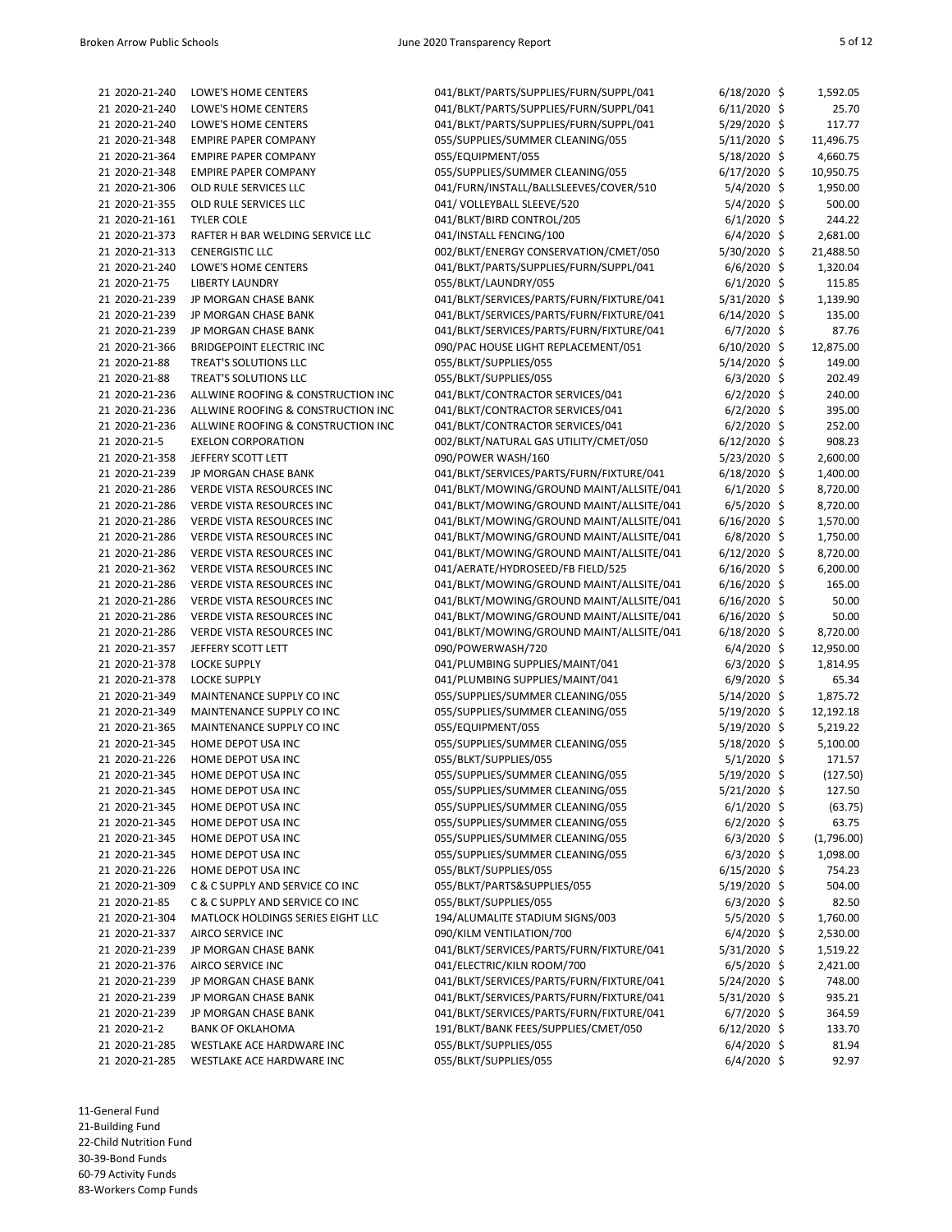| Fund | PO Number | Vendor | Description | Date | | Amount |
|---|---|---|---|---|---|---|
| 21 | 2020-21-240 | LOWE'S HOME CENTERS | 041/BLKT/PARTS/SUPPLIES/FURN/SUPPL/041 | 6/18/2020 | $ | 1,592.05 |
| 21 | 2020-21-240 | LOWE'S HOME CENTERS | 041/BLKT/PARTS/SUPPLIES/FURN/SUPPL/041 | 6/11/2020 | $ | 25.70 |
| 21 | 2020-21-240 | LOWE'S HOME CENTERS | 041/BLKT/PARTS/SUPPLIES/FURN/SUPPL/041 | 5/29/2020 | $ | 117.77 |
| 21 | 2020-21-348 | EMPIRE PAPER COMPANY | 055/SUPPLIES/SUMMER CLEANING/055 | 5/11/2020 | $ | 11,496.75 |
| 21 | 2020-21-364 | EMPIRE PAPER COMPANY | 055/EQUIPMENT/055 | 5/18/2020 | $ | 4,660.75 |
| 21 | 2020-21-348 | EMPIRE PAPER COMPANY | 055/SUPPLIES/SUMMER CLEANING/055 | 6/17/2020 | $ | 10,950.75 |
| 21 | 2020-21-306 | OLD RULE SERVICES LLC | 041/FURN/INSTALL/BALLSLEEVES/COVER/510 | 5/4/2020 | $ | 1,950.00 |
| 21 | 2020-21-355 | OLD RULE SERVICES LLC | 041/ VOLLEYBALL SLEEVE/520 | 5/4/2020 | $ | 500.00 |
| 21 | 2020-21-161 | TYLER COLE | 041/BLKT/BIRD CONTROL/205 | 6/1/2020 | $ | 244.22 |
| 21 | 2020-21-373 | RAFTER H BAR WELDING SERVICE LLC | 041/INSTALL FENCING/100 | 6/4/2020 | $ | 2,681.00 |
| 21 | 2020-21-313 | CENERGISTIC LLC | 002/BLKT/ENERGY CONSERVATION/CMET/050 | 5/30/2020 | $ | 21,488.50 |
| 21 | 2020-21-240 | LOWE'S HOME CENTERS | 041/BLKT/PARTS/SUPPLIES/FURN/SUPPL/041 | 6/6/2020 | $ | 1,320.04 |
| 21 | 2020-21-75 | LIBERTY LAUNDRY | 055/BLKT/LAUNDRY/055 | 6/1/2020 | $ | 115.85 |
| 21 | 2020-21-239 | JP MORGAN CHASE BANK | 041/BLKT/SERVICES/PARTS/FURN/FIXTURE/041 | 5/31/2020 | $ | 1,139.90 |
| 21 | 2020-21-239 | JP MORGAN CHASE BANK | 041/BLKT/SERVICES/PARTS/FURN/FIXTURE/041 | 6/14/2020 | $ | 135.00 |
| 21 | 2020-21-239 | JP MORGAN CHASE BANK | 041/BLKT/SERVICES/PARTS/FURN/FIXTURE/041 | 6/7/2020 | $ | 87.76 |
| 21 | 2020-21-366 | BRIDGEPOINT ELECTRIC INC | 090/PAC HOUSE LIGHT REPLACEMENT/051 | 6/10/2020 | $ | 12,875.00 |
| 21 | 2020-21-88 | TREAT'S SOLUTIONS LLC | 055/BLKT/SUPPLIES/055 | 5/14/2020 | $ | 149.00 |
| 21 | 2020-21-88 | TREAT'S SOLUTIONS LLC | 055/BLKT/SUPPLIES/055 | 6/3/2020 | $ | 202.49 |
| 21 | 2020-21-236 | ALLWINE ROOFING & CONSTRUCTION INC | 041/BLKT/CONTRACTOR SERVICES/041 | 6/2/2020 | $ | 240.00 |
| 21 | 2020-21-236 | ALLWINE ROOFING & CONSTRUCTION INC | 041/BLKT/CONTRACTOR SERVICES/041 | 6/2/2020 | $ | 395.00 |
| 21 | 2020-21-236 | ALLWINE ROOFING & CONSTRUCTION INC | 041/BLKT/CONTRACTOR SERVICES/041 | 6/2/2020 | $ | 252.00 |
| 21 | 2020-21-5 | EXELON CORPORATION | 002/BLKT/NATURAL GAS UTILITY/CMET/050 | 6/12/2020 | $ | 908.23 |
| 21 | 2020-21-358 | JEFFERY SCOTT LETT | 090/POWER WASH/160 | 5/23/2020 | $ | 2,600.00 |
| 21 | 2020-21-239 | JP MORGAN CHASE BANK | 041/BLKT/SERVICES/PARTS/FURN/FIXTURE/041 | 6/18/2020 | $ | 1,400.00 |
| 21 | 2020-21-286 | VERDE VISTA RESOURCES INC | 041/BLKT/MOWING/GROUND MAINT/ALLSITE/041 | 6/1/2020 | $ | 8,720.00 |
| 21 | 2020-21-286 | VERDE VISTA RESOURCES INC | 041/BLKT/MOWING/GROUND MAINT/ALLSITE/041 | 6/5/2020 | $ | 8,720.00 |
| 21 | 2020-21-286 | VERDE VISTA RESOURCES INC | 041/BLKT/MOWING/GROUND MAINT/ALLSITE/041 | 6/16/2020 | $ | 1,570.00 |
| 21 | 2020-21-286 | VERDE VISTA RESOURCES INC | 041/BLKT/MOWING/GROUND MAINT/ALLSITE/041 | 6/8/2020 | $ | 1,750.00 |
| 21 | 2020-21-286 | VERDE VISTA RESOURCES INC | 041/BLKT/MOWING/GROUND MAINT/ALLSITE/041 | 6/12/2020 | $ | 8,720.00 |
| 21 | 2020-21-362 | VERDE VISTA RESOURCES INC | 041/AERATE/HYDROSEED/FB FIELD/525 | 6/16/2020 | $ | 6,200.00 |
| 21 | 2020-21-286 | VERDE VISTA RESOURCES INC | 041/BLKT/MOWING/GROUND MAINT/ALLSITE/041 | 6/16/2020 | $ | 165.00 |
| 21 | 2020-21-286 | VERDE VISTA RESOURCES INC | 041/BLKT/MOWING/GROUND MAINT/ALLSITE/041 | 6/16/2020 | $ | 50.00 |
| 21 | 2020-21-286 | VERDE VISTA RESOURCES INC | 041/BLKT/MOWING/GROUND MAINT/ALLSITE/041 | 6/16/2020 | $ | 50.00 |
| 21 | 2020-21-286 | VERDE VISTA RESOURCES INC | 041/BLKT/MOWING/GROUND MAINT/ALLSITE/041 | 6/18/2020 | $ | 8,720.00 |
| 21 | 2020-21-357 | JEFFERY SCOTT LETT | 090/POWERWASH/720 | 6/4/2020 | $ | 12,950.00 |
| 21 | 2020-21-378 | LOCKE SUPPLY | 041/PLUMBING SUPPLIES/MAINT/041 | 6/3/2020 | $ | 1,814.95 |
| 21 | 2020-21-378 | LOCKE SUPPLY | 041/PLUMBING SUPPLIES/MAINT/041 | 6/9/2020 | $ | 65.34 |
| 21 | 2020-21-349 | MAINTENANCE SUPPLY CO INC | 055/SUPPLIES/SUMMER CLEANING/055 | 5/14/2020 | $ | 1,875.72 |
| 21 | 2020-21-349 | MAINTENANCE SUPPLY CO INC | 055/SUPPLIES/SUMMER CLEANING/055 | 5/19/2020 | $ | 12,192.18 |
| 21 | 2020-21-365 | MAINTENANCE SUPPLY CO INC | 055/EQUIPMENT/055 | 5/19/2020 | $ | 5,219.22 |
| 21 | 2020-21-345 | HOME DEPOT USA INC | 055/SUPPLIES/SUMMER CLEANING/055 | 5/18/2020 | $ | 5,100.00 |
| 21 | 2020-21-226 | HOME DEPOT USA INC | 055/BLKT/SUPPLIES/055 | 5/1/2020 | $ | 171.57 |
| 21 | 2020-21-345 | HOME DEPOT USA INC | 055/SUPPLIES/SUMMER CLEANING/055 | 5/19/2020 | $ | (127.50) |
| 21 | 2020-21-345 | HOME DEPOT USA INC | 055/SUPPLIES/SUMMER CLEANING/055 | 5/21/2020 | $ | 127.50 |
| 21 | 2020-21-345 | HOME DEPOT USA INC | 055/SUPPLIES/SUMMER CLEANING/055 | 6/1/2020 | $ | (63.75) |
| 21 | 2020-21-345 | HOME DEPOT USA INC | 055/SUPPLIES/SUMMER CLEANING/055 | 6/2/2020 | $ | 63.75 |
| 21 | 2020-21-345 | HOME DEPOT USA INC | 055/SUPPLIES/SUMMER CLEANING/055 | 6/3/2020 | $ | (1,796.00) |
| 21 | 2020-21-345 | HOME DEPOT USA INC | 055/SUPPLIES/SUMMER CLEANING/055 | 6/3/2020 | $ | 1,098.00 |
| 21 | 2020-21-226 | HOME DEPOT USA INC | 055/BLKT/SUPPLIES/055 | 6/15/2020 | $ | 754.23 |
| 21 | 2020-21-309 | C & C SUPPLY AND SERVICE CO INC | 055/BLKT/PARTS&SUPPLIES/055 | 5/19/2020 | $ | 504.00 |
| 21 | 2020-21-85 | C & C SUPPLY AND SERVICE CO INC | 055/BLKT/SUPPLIES/055 | 6/3/2020 | $ | 82.50 |
| 21 | 2020-21-304 | MATLOCK HOLDINGS SERIES EIGHT LLC | 194/ALUMALITE STADIUM SIGNS/003 | 5/5/2020 | $ | 1,760.00 |
| 21 | 2020-21-337 | AIRCO SERVICE INC | 090/KILM VENTILATION/700 | 6/4/2020 | $ | 2,530.00 |
| 21 | 2020-21-239 | JP MORGAN CHASE BANK | 041/BLKT/SERVICES/PARTS/FURN/FIXTURE/041 | 5/31/2020 | $ | 1,519.22 |
| 21 | 2020-21-376 | AIRCO SERVICE INC | 041/ELECTRIC/KILN ROOM/700 | 6/5/2020 | $ | 2,421.00 |
| 21 | 2020-21-239 | JP MORGAN CHASE BANK | 041/BLKT/SERVICES/PARTS/FURN/FIXTURE/041 | 5/24/2020 | $ | 748.00 |
| 21 | 2020-21-239 | JP MORGAN CHASE BANK | 041/BLKT/SERVICES/PARTS/FURN/FIXTURE/041 | 5/31/2020 | $ | 935.21 |
| 21 | 2020-21-239 | JP MORGAN CHASE BANK | 041/BLKT/SERVICES/PARTS/FURN/FIXTURE/041 | 6/7/2020 | $ | 364.59 |
| 21 | 2020-21-2 | BANK OF OKLAHOMA | 191/BLKT/BANK FEES/SUPPLIES/CMET/050 | 6/12/2020 | $ | 133.70 |
| 21 | 2020-21-285 | WESTLAKE ACE HARDWARE INC | 055/BLKT/SUPPLIES/055 | 6/4/2020 | $ | 81.94 |
| 21 | 2020-21-285 | WESTLAKE ACE HARDWARE INC | 055/BLKT/SUPPLIES/055 | 6/4/2020 | $ | 92.97 |

11-General Fund
21-Building Fund
22-Child Nutrition Fund
30-39-Bond Funds
60-79 Activity Funds
83-Workers Comp Funds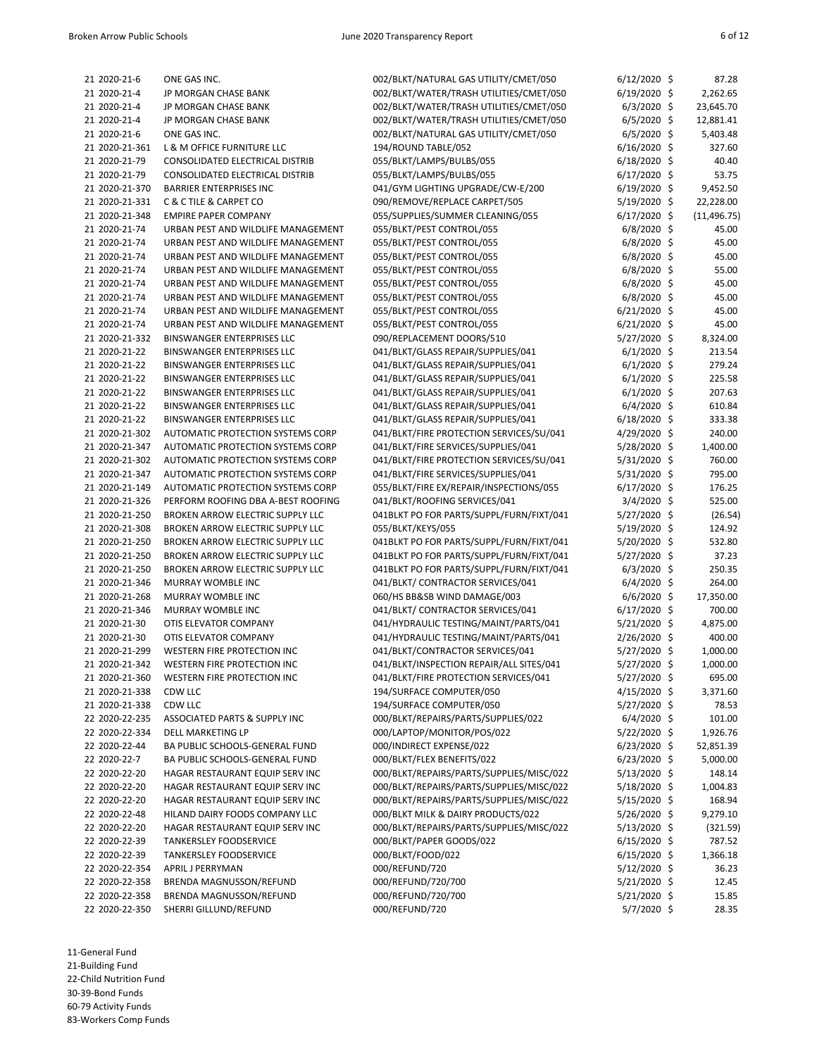| Fund | PO Number | Vendor | Description | Date | Amount |
|---|---|---|---|---|---|
| 21 | 2020-21-6 | ONE GAS INC. | 002/BLKT/NATURAL GAS UTILITY/CMET/050 | 6/12/2020 | $ 87.28 |
| 21 | 2020-21-4 | JP MORGAN CHASE BANK | 002/BLKT/WATER/TRASH UTILITIES/CMET/050 | 6/19/2020 | $ 2,262.65 |
| 21 | 2020-21-4 | JP MORGAN CHASE BANK | 002/BLKT/WATER/TRASH UTILITIES/CMET/050 | 6/3/2020 | $ 23,645.70 |
| 21 | 2020-21-4 | JP MORGAN CHASE BANK | 002/BLKT/WATER/TRASH UTILITIES/CMET/050 | 6/5/2020 | $ 12,881.41 |
| 21 | 2020-21-6 | ONE GAS INC. | 002/BLKT/NATURAL GAS UTILITY/CMET/050 | 6/5/2020 | $ 5,403.48 |
| 21 | 2020-21-361 | L & M OFFICE FURNITURE LLC | 194/ROUND TABLE/052 | 6/16/2020 | $ 327.60 |
| 21 | 2020-21-79 | CONSOLIDATED ELECTRICAL DISTRIB | 055/BLKT/LAMPS/BULBS/055 | 6/18/2020 | $ 40.40 |
| 21 | 2020-21-79 | CONSOLIDATED ELECTRICAL DISTRIB | 055/BLKT/LAMPS/BULBS/055 | 6/17/2020 | $ 53.75 |
| 21 | 2020-21-370 | BARRIER ENTERPRISES INC | 041/GYM LIGHTING UPGRADE/CW-E/200 | 6/19/2020 | $ 9,452.50 |
| 21 | 2020-21-331 | C & C TILE & CARPET CO | 090/REMOVE/REPLACE CARPET/505 | 5/19/2020 | $ 22,228.00 |
| 21 | 2020-21-348 | EMPIRE PAPER COMPANY | 055/SUPPLIES/SUMMER CLEANING/055 | 6/17/2020 | $ (11,496.75) |
| 21 | 2020-21-74 | URBAN PEST AND WILDLIFE MANAGEMENT | 055/BLKT/PEST CONTROL/055 | 6/8/2020 | $ 45.00 |
| 21 | 2020-21-74 | URBAN PEST AND WILDLIFE MANAGEMENT | 055/BLKT/PEST CONTROL/055 | 6/8/2020 | $ 45.00 |
| 21 | 2020-21-74 | URBAN PEST AND WILDLIFE MANAGEMENT | 055/BLKT/PEST CONTROL/055 | 6/8/2020 | $ 45.00 |
| 21 | 2020-21-74 | URBAN PEST AND WILDLIFE MANAGEMENT | 055/BLKT/PEST CONTROL/055 | 6/8/2020 | $ 55.00 |
| 21 | 2020-21-74 | URBAN PEST AND WILDLIFE MANAGEMENT | 055/BLKT/PEST CONTROL/055 | 6/8/2020 | $ 45.00 |
| 21 | 2020-21-74 | URBAN PEST AND WILDLIFE MANAGEMENT | 055/BLKT/PEST CONTROL/055 | 6/8/2020 | $ 45.00 |
| 21 | 2020-21-74 | URBAN PEST AND WILDLIFE MANAGEMENT | 055/BLKT/PEST CONTROL/055 | 6/21/2020 | $ 45.00 |
| 21 | 2020-21-74 | URBAN PEST AND WILDLIFE MANAGEMENT | 055/BLKT/PEST CONTROL/055 | 6/21/2020 | $ 45.00 |
| 21 | 2020-21-332 | BINSWANGER ENTERPRISES LLC | 090/REPLACEMENT DOORS/510 | 5/27/2020 | $ 8,324.00 |
| 21 | 2020-21-22 | BINSWANGER ENTERPRISES LLC | 041/BLKT/GLASS REPAIR/SUPPLIES/041 | 6/1/2020 | $ 213.54 |
| 21 | 2020-21-22 | BINSWANGER ENTERPRISES LLC | 041/BLKT/GLASS REPAIR/SUPPLIES/041 | 6/1/2020 | $ 279.24 |
| 21 | 2020-21-22 | BINSWANGER ENTERPRISES LLC | 041/BLKT/GLASS REPAIR/SUPPLIES/041 | 6/1/2020 | $ 225.58 |
| 21 | 2020-21-22 | BINSWANGER ENTERPRISES LLC | 041/BLKT/GLASS REPAIR/SUPPLIES/041 | 6/1/2020 | $ 207.63 |
| 21 | 2020-21-22 | BINSWANGER ENTERPRISES LLC | 041/BLKT/GLASS REPAIR/SUPPLIES/041 | 6/4/2020 | $ 610.84 |
| 21 | 2020-21-22 | BINSWANGER ENTERPRISES LLC | 041/BLKT/GLASS REPAIR/SUPPLIES/041 | 6/18/2020 | $ 333.38 |
| 21 | 2020-21-302 | AUTOMATIC PROTECTION SYSTEMS CORP | 041/BLKT/FIRE PROTECTION SERVICES/SU/041 | 4/29/2020 | $ 240.00 |
| 21 | 2020-21-347 | AUTOMATIC PROTECTION SYSTEMS CORP | 041/BLKT/FIRE SERVICES/SUPPLIES/041 | 5/28/2020 | $ 1,400.00 |
| 21 | 2020-21-302 | AUTOMATIC PROTECTION SYSTEMS CORP | 041/BLKT/FIRE PROTECTION SERVICES/SU/041 | 5/31/2020 | $ 760.00 |
| 21 | 2020-21-347 | AUTOMATIC PROTECTION SYSTEMS CORP | 041/BLKT/FIRE SERVICES/SUPPLIES/041 | 5/31/2020 | $ 795.00 |
| 21 | 2020-21-149 | AUTOMATIC PROTECTION SYSTEMS CORP | 055/BLKT/FIRE EX/REPAIR/INSPECTIONS/055 | 6/17/2020 | $ 176.25 |
| 21 | 2020-21-326 | PERFORM ROOFING DBA A-BEST ROOFING | 041/BLKT/ROOFING SERVICES/041 | 3/4/2020 | $ 525.00 |
| 21 | 2020-21-250 | BROKEN ARROW ELECTRIC SUPPLY LLC | 041BLKT PO FOR PARTS/SUPPL/FURN/FIXT/041 | 5/27/2020 | $ (26.54) |
| 21 | 2020-21-308 | BROKEN ARROW ELECTRIC SUPPLY LLC | 055/BLKT/KEYS/055 | 5/19/2020 | $ 124.92 |
| 21 | 2020-21-250 | BROKEN ARROW ELECTRIC SUPPLY LLC | 041BLKT PO FOR PARTS/SUPPL/FURN/FIXT/041 | 5/20/2020 | $ 532.80 |
| 21 | 2020-21-250 | BROKEN ARROW ELECTRIC SUPPLY LLC | 041BLKT PO FOR PARTS/SUPPL/FURN/FIXT/041 | 5/27/2020 | $ 37.23 |
| 21 | 2020-21-250 | BROKEN ARROW ELECTRIC SUPPLY LLC | 041BLKT PO FOR PARTS/SUPPL/FURN/FIXT/041 | 6/3/2020 | $ 250.35 |
| 21 | 2020-21-346 | MURRAY WOMBLE INC | 041/BLKT/ CONTRACTOR SERVICES/041 | 6/4/2020 | $ 264.00 |
| 21 | 2020-21-268 | MURRAY WOMBLE INC | 060/HS BB&SB WIND DAMAGE/003 | 6/6/2020 | $ 17,350.00 |
| 21 | 2020-21-346 | MURRAY WOMBLE INC | 041/BLKT/ CONTRACTOR SERVICES/041 | 6/17/2020 | $ 700.00 |
| 21 | 2020-21-30 | OTIS ELEVATOR COMPANY | 041/HYDRAULIC TESTING/MAINT/PARTS/041 | 5/21/2020 | $ 4,875.00 |
| 21 | 2020-21-30 | OTIS ELEVATOR COMPANY | 041/HYDRAULIC TESTING/MAINT/PARTS/041 | 2/26/2020 | $ 400.00 |
| 21 | 2020-21-299 | WESTERN FIRE PROTECTION INC | 041/BLKT/CONTRACTOR SERVICES/041 | 5/27/2020 | $ 1,000.00 |
| 21 | 2020-21-342 | WESTERN FIRE PROTECTION INC | 041/BLKT/INSPECTION REPAIR/ALL SITES/041 | 5/27/2020 | $ 1,000.00 |
| 21 | 2020-21-360 | WESTERN FIRE PROTECTION INC | 041/BLKT/FIRE PROTECTION SERVICES/041 | 5/27/2020 | $ 695.00 |
| 21 | 2020-21-338 | CDW LLC | 194/SURFACE COMPUTER/050 | 4/15/2020 | $ 3,371.60 |
| 21 | 2020-21-338 | CDW LLC | 194/SURFACE COMPUTER/050 | 5/27/2020 | $ 78.53 |
| 22 | 2020-22-235 | ASSOCIATED PARTS & SUPPLY INC | 000/BLKT/REPAIRS/PARTS/SUPPLIES/022 | 6/4/2020 | $ 101.00 |
| 22 | 2020-22-334 | DELL MARKETING LP | 000/LAPTOP/MONITOR/POS/022 | 5/22/2020 | $ 1,926.76 |
| 22 | 2020-22-44 | BA PUBLIC SCHOOLS-GENERAL FUND | 000/INDIRECT EXPENSE/022 | 6/23/2020 | $ 52,851.39 |
| 22 | 2020-22-7 | BA PUBLIC SCHOOLS-GENERAL FUND | 000/BLKT/FLEX BENEFITS/022 | 6/23/2020 | $ 5,000.00 |
| 22 | 2020-22-20 | HAGAR RESTAURANT EQUIP SERV INC | 000/BLKT/REPAIRS/PARTS/SUPPLIES/MISC/022 | 5/13/2020 | $ 148.14 |
| 22 | 2020-22-20 | HAGAR RESTAURANT EQUIP SERV INC | 000/BLKT/REPAIRS/PARTS/SUPPLIES/MISC/022 | 5/18/2020 | $ 1,004.83 |
| 22 | 2020-22-20 | HAGAR RESTAURANT EQUIP SERV INC | 000/BLKT/REPAIRS/PARTS/SUPPLIES/MISC/022 | 5/15/2020 | $ 168.94 |
| 22 | 2020-22-48 | HILAND DAIRY FOODS COMPANY LLC | 000/BLKT MILK & DAIRY PRODUCTS/022 | 5/26/2020 | $ 9,279.10 |
| 22 | 2020-22-20 | HAGAR RESTAURANT EQUIP SERV INC | 000/BLKT/REPAIRS/PARTS/SUPPLIES/MISC/022 | 5/13/2020 | $ (321.59) |
| 22 | 2020-22-39 | TANKERSLEY FOODSERVICE | 000/BLKT/PAPER GOODS/022 | 6/15/2020 | $ 787.52 |
| 22 | 2020-22-39 | TANKERSLEY FOODSERVICE | 000/BLKT/FOOD/022 | 6/15/2020 | $ 1,366.18 |
| 22 | 2020-22-354 | APRIL J PERRYMAN | 000/REFUND/720 | 5/12/2020 | $ 36.23 |
| 22 | 2020-22-358 | BRENDA MAGNUSSON/REFUND | 000/REFUND/720/700 | 5/21/2020 | $ 12.45 |
| 22 | 2020-22-358 | BRENDA MAGNUSSON/REFUND | 000/REFUND/720/700 | 5/21/2020 | $ 15.85 |
| 22 | 2020-22-350 | SHERRI GILLUND/REFUND | 000/REFUND/720 | 5/7/2020 | $ 28.35 |

11-General Fund
21-Building Fund
22-Child Nutrition Fund
30-39-Bond Funds
60-79 Activity Funds
83-Workers Comp Funds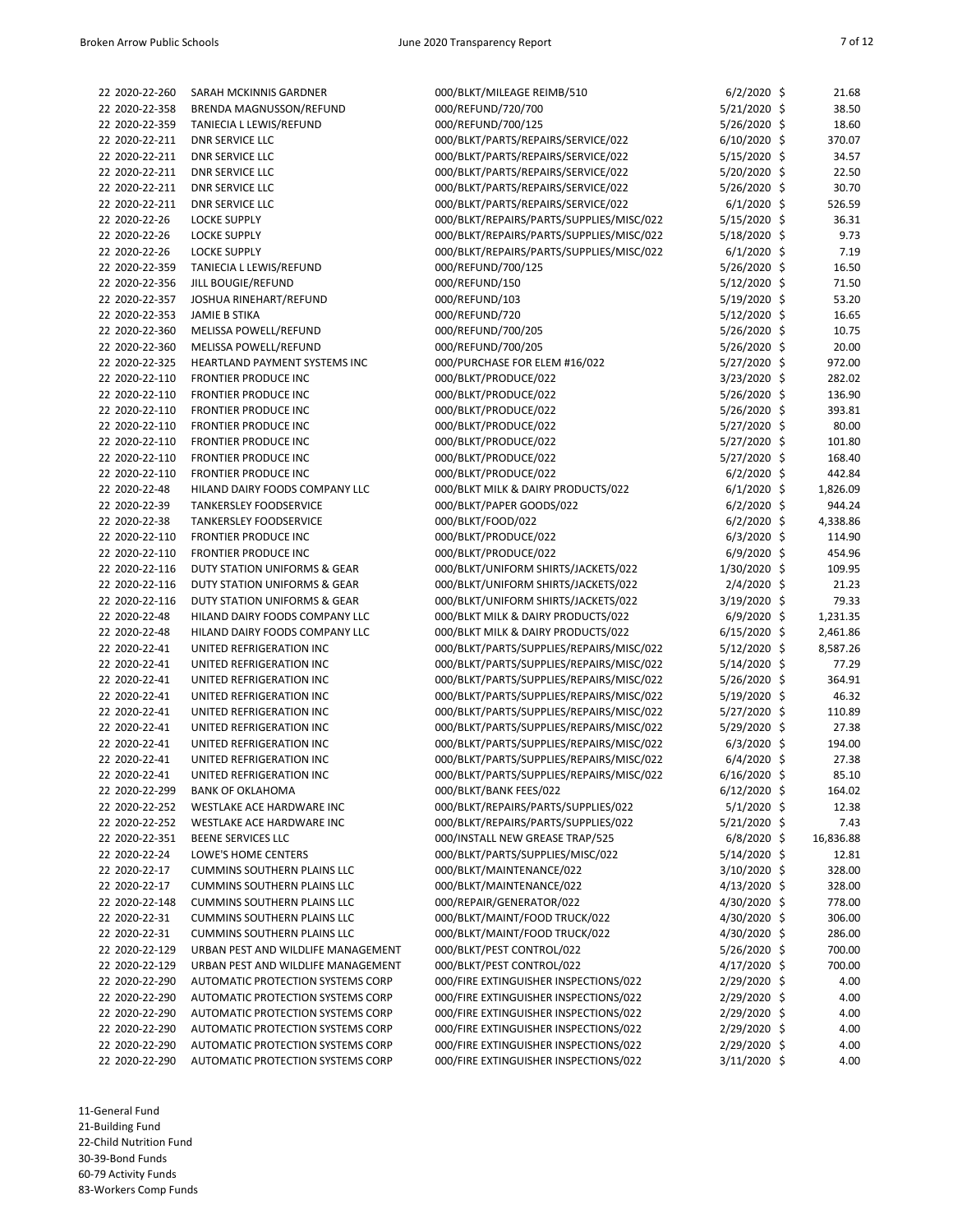| Fund | PO Number | Vendor | Description | Date | Amount |
|---|---|---|---|---|---|
| 22 | 2020-22-260 | SARAH MCKINNIS GARDNER | 000/BLKT/MILEAGE REIMB/510 | 6/2/2020 | $ 21.68 |
| 22 | 2020-22-358 | BRENDA MAGNUSSON/REFUND | 000/REFUND/720/700 | 5/21/2020 | $ 38.50 |
| 22 | 2020-22-359 | TANIECIA L LEWIS/REFUND | 000/REFUND/700/125 | 5/26/2020 | $ 18.60 |
| 22 | 2020-22-211 | DNR SERVICE LLC | 000/BLKT/PARTS/REPAIRS/SERVICE/022 | 6/10/2020 | $ 370.07 |
| 22 | 2020-22-211 | DNR SERVICE LLC | 000/BLKT/PARTS/REPAIRS/SERVICE/022 | 5/15/2020 | $ 34.57 |
| 22 | 2020-22-211 | DNR SERVICE LLC | 000/BLKT/PARTS/REPAIRS/SERVICE/022 | 5/20/2020 | $ 22.50 |
| 22 | 2020-22-211 | DNR SERVICE LLC | 000/BLKT/PARTS/REPAIRS/SERVICE/022 | 5/26/2020 | $ 30.70 |
| 22 | 2020-22-211 | DNR SERVICE LLC | 000/BLKT/PARTS/REPAIRS/SERVICE/022 | 6/1/2020 | $ 526.59 |
| 22 | 2020-22-26 | LOCKE SUPPLY | 000/BLKT/REPAIRS/PARTS/SUPPLIES/MISC/022 | 5/15/2020 | $ 36.31 |
| 22 | 2020-22-26 | LOCKE SUPPLY | 000/BLKT/REPAIRS/PARTS/SUPPLIES/MISC/022 | 5/18/2020 | $ 9.73 |
| 22 | 2020-22-26 | LOCKE SUPPLY | 000/BLKT/REPAIRS/PARTS/SUPPLIES/MISC/022 | 6/1/2020 | $ 7.19 |
| 22 | 2020-22-359 | TANIECIA L LEWIS/REFUND | 000/REFUND/700/125 | 5/26/2020 | $ 16.50 |
| 22 | 2020-22-356 | JILL BOUGIE/REFUND | 000/REFUND/150 | 5/12/2020 | $ 71.50 |
| 22 | 2020-22-357 | JOSHUA RINEHART/REFUND | 000/REFUND/103 | 5/19/2020 | $ 53.20 |
| 22 | 2020-22-353 | JAMIE B STIKA | 000/REFUND/720 | 5/12/2020 | $ 16.65 |
| 22 | 2020-22-360 | MELISSA POWELL/REFUND | 000/REFUND/700/205 | 5/26/2020 | $ 10.75 |
| 22 | 2020-22-360 | MELISSA POWELL/REFUND | 000/REFUND/700/205 | 5/26/2020 | $ 20.00 |
| 22 | 2020-22-325 | HEARTLAND PAYMENT SYSTEMS INC | 000/PURCHASE FOR ELEM #16/022 | 5/27/2020 | $ 972.00 |
| 22 | 2020-22-110 | FRONTIER PRODUCE INC | 000/BLKT/PRODUCE/022 | 3/23/2020 | $ 282.02 |
| 22 | 2020-22-110 | FRONTIER PRODUCE INC | 000/BLKT/PRODUCE/022 | 5/26/2020 | $ 136.90 |
| 22 | 2020-22-110 | FRONTIER PRODUCE INC | 000/BLKT/PRODUCE/022 | 5/26/2020 | $ 393.81 |
| 22 | 2020-22-110 | FRONTIER PRODUCE INC | 000/BLKT/PRODUCE/022 | 5/27/2020 | $ 80.00 |
| 22 | 2020-22-110 | FRONTIER PRODUCE INC | 000/BLKT/PRODUCE/022 | 5/27/2020 | $ 101.80 |
| 22 | 2020-22-110 | FRONTIER PRODUCE INC | 000/BLKT/PRODUCE/022 | 5/27/2020 | $ 168.40 |
| 22 | 2020-22-110 | FRONTIER PRODUCE INC | 000/BLKT/PRODUCE/022 | 6/2/2020 | $ 442.84 |
| 22 | 2020-22-48 | HILAND DAIRY FOODS COMPANY LLC | 000/BLKT MILK & DAIRY PRODUCTS/022 | 6/1/2020 | $ 1,826.09 |
| 22 | 2020-22-39 | TANKERSLEY FOODSERVICE | 000/BLKT/PAPER GOODS/022 | 6/2/2020 | $ 944.24 |
| 22 | 2020-22-38 | TANKERSLEY FOODSERVICE | 000/BLKT/FOOD/022 | 6/2/2020 | $ 4,338.86 |
| 22 | 2020-22-110 | FRONTIER PRODUCE INC | 000/BLKT/PRODUCE/022 | 6/3/2020 | $ 114.90 |
| 22 | 2020-22-110 | FRONTIER PRODUCE INC | 000/BLKT/PRODUCE/022 | 6/9/2020 | $ 454.96 |
| 22 | 2020-22-116 | DUTY STATION UNIFORMS & GEAR | 000/BLKT/UNIFORM SHIRTS/JACKETS/022 | 1/30/2020 | $ 109.95 |
| 22 | 2020-22-116 | DUTY STATION UNIFORMS & GEAR | 000/BLKT/UNIFORM SHIRTS/JACKETS/022 | 2/4/2020 | $ 21.23 |
| 22 | 2020-22-116 | DUTY STATION UNIFORMS & GEAR | 000/BLKT/UNIFORM SHIRTS/JACKETS/022 | 3/19/2020 | $ 79.33 |
| 22 | 2020-22-48 | HILAND DAIRY FOODS COMPANY LLC | 000/BLKT MILK & DAIRY PRODUCTS/022 | 6/9/2020 | $ 1,231.35 |
| 22 | 2020-22-48 | HILAND DAIRY FOODS COMPANY LLC | 000/BLKT MILK & DAIRY PRODUCTS/022 | 6/15/2020 | $ 2,461.86 |
| 22 | 2020-22-41 | UNITED REFRIGERATION INC | 000/BLKT/PARTS/SUPPLIES/REPAIRS/MISC/022 | 5/12/2020 | $ 8,587.26 |
| 22 | 2020-22-41 | UNITED REFRIGERATION INC | 000/BLKT/PARTS/SUPPLIES/REPAIRS/MISC/022 | 5/14/2020 | $ 77.29 |
| 22 | 2020-22-41 | UNITED REFRIGERATION INC | 000/BLKT/PARTS/SUPPLIES/REPAIRS/MISC/022 | 5/26/2020 | $ 364.91 |
| 22 | 2020-22-41 | UNITED REFRIGERATION INC | 000/BLKT/PARTS/SUPPLIES/REPAIRS/MISC/022 | 5/19/2020 | $ 46.32 |
| 22 | 2020-22-41 | UNITED REFRIGERATION INC | 000/BLKT/PARTS/SUPPLIES/REPAIRS/MISC/022 | 5/27/2020 | $ 110.89 |
| 22 | 2020-22-41 | UNITED REFRIGERATION INC | 000/BLKT/PARTS/SUPPLIES/REPAIRS/MISC/022 | 5/29/2020 | $ 27.38 |
| 22 | 2020-22-41 | UNITED REFRIGERATION INC | 000/BLKT/PARTS/SUPPLIES/REPAIRS/MISC/022 | 6/3/2020 | $ 194.00 |
| 22 | 2020-22-41 | UNITED REFRIGERATION INC | 000/BLKT/PARTS/SUPPLIES/REPAIRS/MISC/022 | 6/4/2020 | $ 27.38 |
| 22 | 2020-22-41 | UNITED REFRIGERATION INC | 000/BLKT/PARTS/SUPPLIES/REPAIRS/MISC/022 | 6/16/2020 | $ 85.10 |
| 22 | 2020-22-299 | BANK OF OKLAHOMA | 000/BLKT/BANK FEES/022 | 6/12/2020 | $ 164.02 |
| 22 | 2020-22-252 | WESTLAKE ACE HARDWARE INC | 000/BLKT/REPAIRS/PARTS/SUPPLIES/022 | 5/1/2020 | $ 12.38 |
| 22 | 2020-22-252 | WESTLAKE ACE HARDWARE INC | 000/BLKT/REPAIRS/PARTS/SUPPLIES/022 | 5/21/2020 | $ 7.43 |
| 22 | 2020-22-351 | BEENE SERVICES LLC | 000/INSTALL NEW GREASE TRAP/525 | 6/8/2020 | $ 16,836.88 |
| 22 | 2020-22-24 | LOWE'S HOME CENTERS | 000/BLKT/PARTS/SUPPLIES/MISC/022 | 5/14/2020 | $ 12.81 |
| 22 | 2020-22-17 | CUMMINS SOUTHERN PLAINS LLC | 000/BLKT/MAINTENANCE/022 | 3/10/2020 | $ 328.00 |
| 22 | 2020-22-17 | CUMMINS SOUTHERN PLAINS LLC | 000/BLKT/MAINTENANCE/022 | 4/13/2020 | $ 328.00 |
| 22 | 2020-22-148 | CUMMINS SOUTHERN PLAINS LLC | 000/REPAIR/GENERATOR/022 | 4/30/2020 | $ 778.00 |
| 22 | 2020-22-31 | CUMMINS SOUTHERN PLAINS LLC | 000/BLKT/MAINT/FOOD TRUCK/022 | 4/30/2020 | $ 306.00 |
| 22 | 2020-22-31 | CUMMINS SOUTHERN PLAINS LLC | 000/BLKT/MAINT/FOOD TRUCK/022 | 4/30/2020 | $ 286.00 |
| 22 | 2020-22-129 | URBAN PEST AND WILDLIFE MANAGEMENT | 000/BLKT/PEST CONTROL/022 | 5/26/2020 | $ 700.00 |
| 22 | 2020-22-129 | URBAN PEST AND WILDLIFE MANAGEMENT | 000/BLKT/PEST CONTROL/022 | 4/17/2020 | $ 700.00 |
| 22 | 2020-22-290 | AUTOMATIC PROTECTION SYSTEMS CORP | 000/FIRE EXTINGUISHER INSPECTIONS/022 | 2/29/2020 | $ 4.00 |
| 22 | 2020-22-290 | AUTOMATIC PROTECTION SYSTEMS CORP | 000/FIRE EXTINGUISHER INSPECTIONS/022 | 2/29/2020 | $ 4.00 |
| 22 | 2020-22-290 | AUTOMATIC PROTECTION SYSTEMS CORP | 000/FIRE EXTINGUISHER INSPECTIONS/022 | 2/29/2020 | $ 4.00 |
| 22 | 2020-22-290 | AUTOMATIC PROTECTION SYSTEMS CORP | 000/FIRE EXTINGUISHER INSPECTIONS/022 | 2/29/2020 | $ 4.00 |
| 22 | 2020-22-290 | AUTOMATIC PROTECTION SYSTEMS CORP | 000/FIRE EXTINGUISHER INSPECTIONS/022 | 2/29/2020 | $ 4.00 |
| 22 | 2020-22-290 | AUTOMATIC PROTECTION SYSTEMS CORP | 000/FIRE EXTINGUISHER INSPECTIONS/022 | 3/11/2020 | $ 4.00 |

11-General Fund
21-Building Fund
22-Child Nutrition Fund
30-39-Bond Funds
60-79 Activity Funds
83-Workers Comp Funds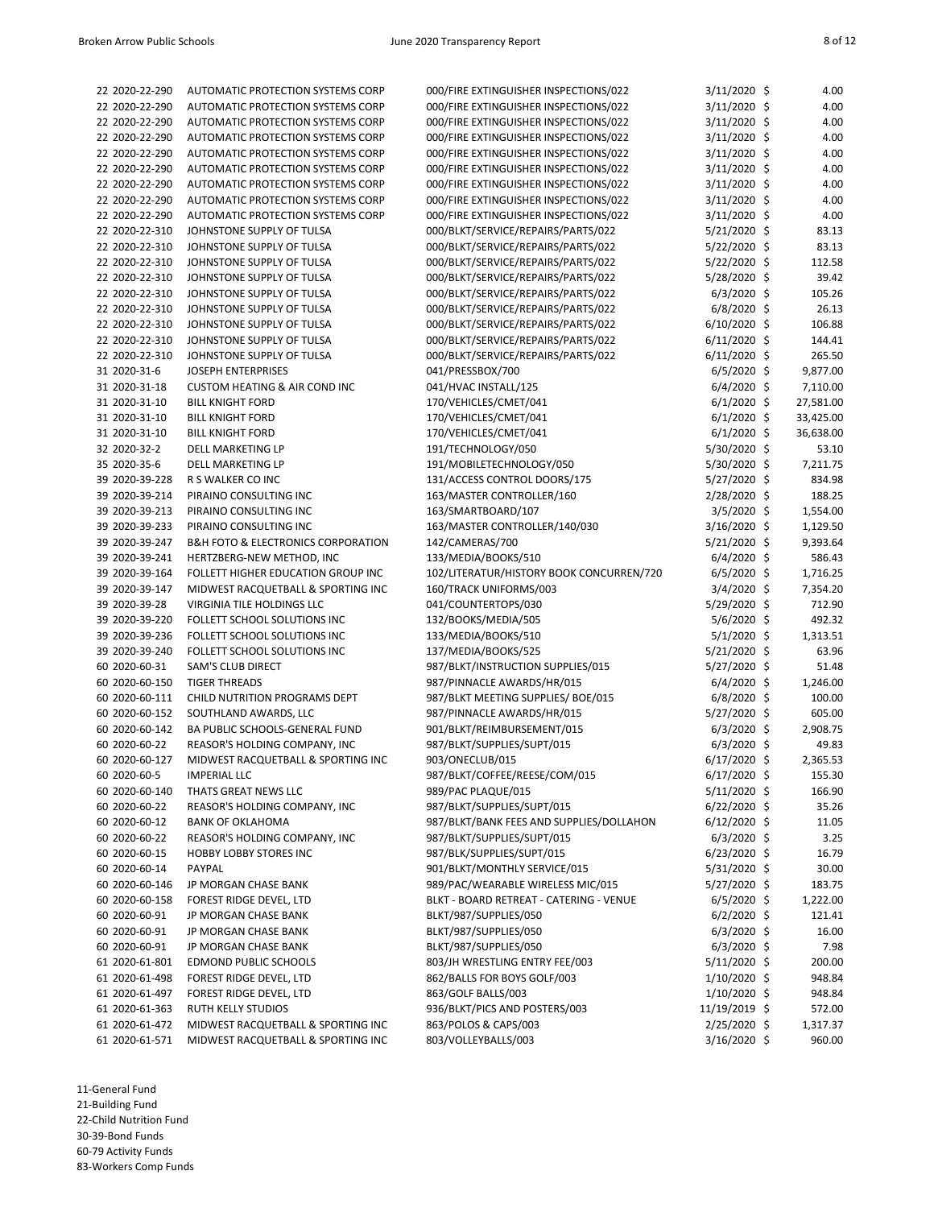| | | | | |
|---|---|---|---|---|
| 22 2020-22-290 | AUTOMATIC PROTECTION SYSTEMS CORP | 000/FIRE EXTINGUISHER INSPECTIONS/022 | 3/11/2020 | $ 4.00 |
| 22 2020-22-290 | AUTOMATIC PROTECTION SYSTEMS CORP | 000/FIRE EXTINGUISHER INSPECTIONS/022 | 3/11/2020 | $ 4.00 |
| 22 2020-22-290 | AUTOMATIC PROTECTION SYSTEMS CORP | 000/FIRE EXTINGUISHER INSPECTIONS/022 | 3/11/2020 | $ 4.00 |
| 22 2020-22-290 | AUTOMATIC PROTECTION SYSTEMS CORP | 000/FIRE EXTINGUISHER INSPECTIONS/022 | 3/11/2020 | $ 4.00 |
| 22 2020-22-290 | AUTOMATIC PROTECTION SYSTEMS CORP | 000/FIRE EXTINGUISHER INSPECTIONS/022 | 3/11/2020 | $ 4.00 |
| 22 2020-22-290 | AUTOMATIC PROTECTION SYSTEMS CORP | 000/FIRE EXTINGUISHER INSPECTIONS/022 | 3/11/2020 | $ 4.00 |
| 22 2020-22-290 | AUTOMATIC PROTECTION SYSTEMS CORP | 000/FIRE EXTINGUISHER INSPECTIONS/022 | 3/11/2020 | $ 4.00 |
| 22 2020-22-290 | AUTOMATIC PROTECTION SYSTEMS CORP | 000/FIRE EXTINGUISHER INSPECTIONS/022 | 3/11/2020 | $ 4.00 |
| 22 2020-22-290 | AUTOMATIC PROTECTION SYSTEMS CORP | 000/FIRE EXTINGUISHER INSPECTIONS/022 | 3/11/2020 | $ 4.00 |
| 22 2020-22-310 | JOHNSTONE SUPPLY OF TULSA | 000/BLKT/SERVICE/REPAIRS/PARTS/022 | 5/21/2020 | $ 83.13 |
| 22 2020-22-310 | JOHNSTONE SUPPLY OF TULSA | 000/BLKT/SERVICE/REPAIRS/PARTS/022 | 5/22/2020 | $ 83.13 |
| 22 2020-22-310 | JOHNSTONE SUPPLY OF TULSA | 000/BLKT/SERVICE/REPAIRS/PARTS/022 | 5/22/2020 | $ 112.58 |
| 22 2020-22-310 | JOHNSTONE SUPPLY OF TULSA | 000/BLKT/SERVICE/REPAIRS/PARTS/022 | 5/28/2020 | $ 39.42 |
| 22 2020-22-310 | JOHNSTONE SUPPLY OF TULSA | 000/BLKT/SERVICE/REPAIRS/PARTS/022 | 6/3/2020 | $ 105.26 |
| 22 2020-22-310 | JOHNSTONE SUPPLY OF TULSA | 000/BLKT/SERVICE/REPAIRS/PARTS/022 | 6/8/2020 | $ 26.13 |
| 22 2020-22-310 | JOHNSTONE SUPPLY OF TULSA | 000/BLKT/SERVICE/REPAIRS/PARTS/022 | 6/10/2020 | $ 106.88 |
| 22 2020-22-310 | JOHNSTONE SUPPLY OF TULSA | 000/BLKT/SERVICE/REPAIRS/PARTS/022 | 6/11/2020 | $ 144.41 |
| 22 2020-22-310 | JOHNSTONE SUPPLY OF TULSA | 000/BLKT/SERVICE/REPAIRS/PARTS/022 | 6/11/2020 | $ 265.50 |
| 31 2020-31-6 | JOSEPH ENTERPRISES | 041/PRESSBOX/700 | 6/5/2020 | $ 9,877.00 |
| 31 2020-31-18 | CUSTOM HEATING & AIR COND INC | 041/HVAC INSTALL/125 | 6/4/2020 | $ 7,110.00 |
| 31 2020-31-10 | BILL KNIGHT FORD | 170/VEHICLES/CMET/041 | 6/1/2020 | $ 27,581.00 |
| 31 2020-31-10 | BILL KNIGHT FORD | 170/VEHICLES/CMET/041 | 6/1/2020 | $ 33,425.00 |
| 31 2020-31-10 | BILL KNIGHT FORD | 170/VEHICLES/CMET/041 | 6/1/2020 | $ 36,638.00 |
| 32 2020-32-2 | DELL MARKETING LP | 191/TECHNOLOGY/050 | 5/30/2020 | $ 53.10 |
| 35 2020-35-6 | DELL MARKETING LP | 191/MOBILETECHNOLOGY/050 | 5/30/2020 | $ 7,211.75 |
| 39 2020-39-228 | R S WALKER CO INC | 131/ACCESS CONTROL DOORS/175 | 5/27/2020 | $ 834.98 |
| 39 2020-39-214 | PIRAINO CONSULTING INC | 163/MASTER CONTROLLER/160 | 2/28/2020 | $ 188.25 |
| 39 2020-39-213 | PIRAINO CONSULTING INC | 163/SMARTBOARD/107 | 3/5/2020 | $ 1,554.00 |
| 39 2020-39-233 | PIRAINO CONSULTING INC | 163/MASTER CONTROLLER/140/030 | 3/16/2020 | $ 1,129.50 |
| 39 2020-39-247 | B&H FOTO & ELECTRONICS CORPORATION | 142/CAMERAS/700 | 5/21/2020 | $ 9,393.64 |
| 39 2020-39-241 | HERTZBERG-NEW METHOD, INC | 133/MEDIA/BOOKS/510 | 6/4/2020 | $ 586.43 |
| 39 2020-39-164 | FOLLETT HIGHER EDUCATION GROUP INC | 102/LITERATUR/HISTORY BOOK CONCURREN/720 | 6/5/2020 | $ 1,716.25 |
| 39 2020-39-147 | MIDWEST RACQUETBALL & SPORTING INC | 160/TRACK UNIFORMS/003 | 3/4/2020 | $ 7,354.20 |
| 39 2020-39-28 | VIRGINIA TILE HOLDINGS LLC | 041/COUNTERTOPS/030 | 5/29/2020 | $ 712.90 |
| 39 2020-39-220 | FOLLETT SCHOOL SOLUTIONS INC | 132/BOOKS/MEDIA/505 | 5/6/2020 | $ 492.32 |
| 39 2020-39-236 | FOLLETT SCHOOL SOLUTIONS INC | 133/MEDIA/BOOKS/510 | 5/1/2020 | $ 1,313.51 |
| 39 2020-39-240 | FOLLETT SCHOOL SOLUTIONS INC | 137/MEDIA/BOOKS/525 | 5/21/2020 | $ 63.96 |
| 60 2020-60-31 | SAM'S CLUB DIRECT | 987/BLKT/INSTRUCTION SUPPLIES/015 | 5/27/2020 | $ 51.48 |
| 60 2020-60-150 | TIGER THREADS | 987/PINNACLE AWARDS/HR/015 | 6/4/2020 | $ 1,246.00 |
| 60 2020-60-111 | CHILD NUTRITION PROGRAMS DEPT | 987/BLKT MEETING SUPPLIES/ BOE/015 | 6/8/2020 | $ 100.00 |
| 60 2020-60-152 | SOUTHLAND AWARDS, LLC | 987/PINNACLE AWARDS/HR/015 | 5/27/2020 | $ 605.00 |
| 60 2020-60-142 | BA PUBLIC SCHOOLS-GENERAL FUND | 901/BLKT/REIMBURSEMENT/015 | 6/3/2020 | $ 2,908.75 |
| 60 2020-60-22 | REASOR'S HOLDING COMPANY, INC | 987/BLKT/SUPPLIES/SUPT/015 | 6/3/2020 | $ 49.83 |
| 60 2020-60-127 | MIDWEST RACQUETBALL & SPORTING INC | 903/ONECLUB/015 | 6/17/2020 | $ 2,365.53 |
| 60 2020-60-5 | IMPERIAL LLC | 987/BLKT/COFFEE/REESE/COM/015 | 6/17/2020 | $ 155.30 |
| 60 2020-60-140 | THATS GREAT NEWS LLC | 989/PAC PLAQUE/015 | 5/11/2020 | $ 166.90 |
| 60 2020-60-22 | REASOR'S HOLDING COMPANY, INC | 987/BLKT/SUPPLIES/SUPT/015 | 6/22/2020 | $ 35.26 |
| 60 2020-60-12 | BANK OF OKLAHOMA | 987/BLKT/BANK FEES AND SUPPLIES/DOLLAHON | 6/12/2020 | $ 11.05 |
| 60 2020-60-22 | REASOR'S HOLDING COMPANY, INC | 987/BLKT/SUPPLIES/SUPT/015 | 6/3/2020 | $ 3.25 |
| 60 2020-60-15 | HOBBY LOBBY STORES INC | 987/BLK/SUPPLIES/SUPT/015 | 6/23/2020 | $ 16.79 |
| 60 2020-60-14 | PAYPAL | 901/BLKT/MONTHLY SERVICE/015 | 5/31/2020 | $ 30.00 |
| 60 2020-60-146 | JP MORGAN CHASE BANK | 989/PAC/WEARABLE WIRELESS MIC/015 | 5/27/2020 | $ 183.75 |
| 60 2020-60-158 | FOREST RIDGE DEVEL, LTD | BLKT - BOARD RETREAT - CATERING - VENUE | 6/5/2020 | $ 1,222.00 |
| 60 2020-60-91 | JP MORGAN CHASE BANK | BLKT/987/SUPPLIES/050 | 6/2/2020 | $ 121.41 |
| 60 2020-60-91 | JP MORGAN CHASE BANK | BLKT/987/SUPPLIES/050 | 6/3/2020 | $ 16.00 |
| 60 2020-60-91 | JP MORGAN CHASE BANK | BLKT/987/SUPPLIES/050 | 6/3/2020 | $ 7.98 |
| 61 2020-61-801 | EDMOND PUBLIC SCHOOLS | 803/JH WRESTLING ENTRY FEE/003 | 5/11/2020 | $ 200.00 |
| 61 2020-61-498 | FOREST RIDGE DEVEL, LTD | 862/BALLS FOR BOYS GOLF/003 | 1/10/2020 | $ 948.84 |
| 61 2020-61-497 | FOREST RIDGE DEVEL, LTD | 863/GOLF BALLS/003 | 1/10/2020 | $ 948.84 |
| 61 2020-61-363 | RUTH KELLY STUDIOS | 936/BLKT/PICS AND POSTERS/003 | 11/19/2019 | $ 572.00 |
| 61 2020-61-472 | MIDWEST RACQUETBALL & SPORTING INC | 863/POLOS & CAPS/003 | 2/25/2020 | $ 1,317.37 |
| 61 2020-61-571 | MIDWEST RACQUETBALL & SPORTING INC | 803/VOLLEYBALLS/003 | 3/16/2020 | $ 960.00 |

11-General Fund
21-Building Fund
22-Child Nutrition Fund
30-39-Bond Funds
60-79 Activity Funds
83-Workers Comp Funds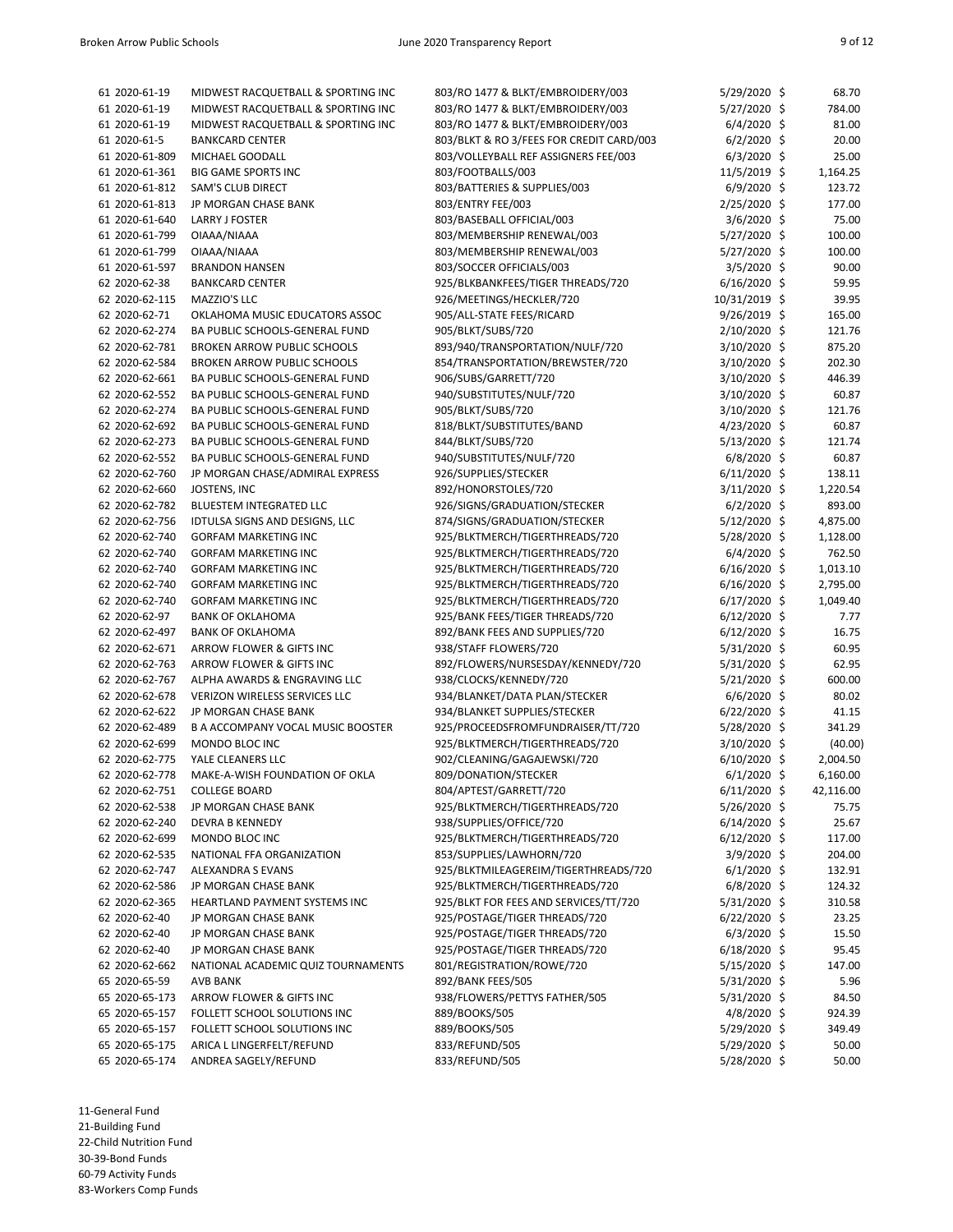| | | | | | |
|---|---|---|---|---|---|
| 61 | 2020-61-19 | MIDWEST RACQUETBALL & SPORTING INC | 803/RO 1477 & BLKT/EMBROIDERY/003 | 5/29/2020 | $ 68.70 |
| 61 | 2020-61-19 | MIDWEST RACQUETBALL & SPORTING INC | 803/RO 1477 & BLKT/EMBROIDERY/003 | 5/27/2020 | $ 784.00 |
| 61 | 2020-61-19 | MIDWEST RACQUETBALL & SPORTING INC | 803/RO 1477 & BLKT/EMBROIDERY/003 | 6/4/2020 | $ 81.00 |
| 61 | 2020-61-5 | BANKCARD CENTER | 803/BLKT & RO 3/FEES FOR CREDIT CARD/003 | 6/2/2020 | $ 20.00 |
| 61 | 2020-61-809 | MICHAEL GOODALL | 803/VOLLEYBALL REF ASSIGNERS FEE/003 | 6/3/2020 | $ 25.00 |
| 61 | 2020-61-361 | BIG GAME SPORTS INC | 803/FOOTBALLS/003 | 11/5/2019 | $ 1,164.25 |
| 61 | 2020-61-812 | SAM'S CLUB DIRECT | 803/BATTERIES & SUPPLIES/003 | 6/9/2020 | $ 123.72 |
| 61 | 2020-61-813 | JP MORGAN CHASE BANK | 803/ENTRY FEE/003 | 2/25/2020 | $ 177.00 |
| 61 | 2020-61-640 | LARRY J FOSTER | 803/BASEBALL OFFICIAL/003 | 3/6/2020 | $ 75.00 |
| 61 | 2020-61-799 | OIAAA/NIAAA | 803/MEMBERSHIP RENEWAL/003 | 5/27/2020 | $ 100.00 |
| 61 | 2020-61-799 | OIAAA/NIAAA | 803/MEMBERSHIP RENEWAL/003 | 5/27/2020 | $ 100.00 |
| 61 | 2020-61-597 | BRANDON HANSEN | 803/SOCCER OFFICIALS/003 | 3/5/2020 | $ 90.00 |
| 62 | 2020-62-38 | BANKCARD CENTER | 925/BLKBANKFEES/TIGER THREADS/720 | 6/16/2020 | $ 59.95 |
| 62 | 2020-62-115 | MAZZIO'S LLC | 926/MEETINGS/HECKLER/720 | 10/31/2019 | $ 39.95 |
| 62 | 2020-62-71 | OKLAHOMA MUSIC EDUCATORS ASSOC | 905/ALL-STATE FEES/RICARD | 9/26/2019 | $ 165.00 |
| 62 | 2020-62-274 | BA PUBLIC SCHOOLS-GENERAL FUND | 905/BLKT/SUBS/720 | 2/10/2020 | $ 121.76 |
| 62 | 2020-62-781 | BROKEN ARROW PUBLIC SCHOOLS | 893/940/TRANSPORTATION/NULF/720 | 3/10/2020 | $ 875.20 |
| 62 | 2020-62-584 | BROKEN ARROW PUBLIC SCHOOLS | 854/TRANSPORTATION/BREWSTER/720 | 3/10/2020 | $ 202.30 |
| 62 | 2020-62-661 | BA PUBLIC SCHOOLS-GENERAL FUND | 906/SUBS/GARRETT/720 | 3/10/2020 | $ 446.39 |
| 62 | 2020-62-552 | BA PUBLIC SCHOOLS-GENERAL FUND | 940/SUBSTITUTES/NULF/720 | 3/10/2020 | $ 60.87 |
| 62 | 2020-62-274 | BA PUBLIC SCHOOLS-GENERAL FUND | 905/BLKT/SUBS/720 | 3/10/2020 | $ 121.76 |
| 62 | 2020-62-692 | BA PUBLIC SCHOOLS-GENERAL FUND | 818/BLKT/SUBSTITUTES/BAND | 4/23/2020 | $ 60.87 |
| 62 | 2020-62-273 | BA PUBLIC SCHOOLS-GENERAL FUND | 844/BLKT/SUBS/720 | 5/13/2020 | $ 121.74 |
| 62 | 2020-62-552 | BA PUBLIC SCHOOLS-GENERAL FUND | 940/SUBSTITUTES/NULF/720 | 6/8/2020 | $ 60.87 |
| 62 | 2020-62-760 | JP MORGAN CHASE/ADMIRAL EXPRESS | 926/SUPPLIES/STECKER | 6/11/2020 | $ 138.11 |
| 62 | 2020-62-660 | JOSTENS, INC | 892/HONORSTOLES/720 | 3/11/2020 | $ 1,220.54 |
| 62 | 2020-62-782 | BLUESTEM INTEGRATED LLC | 926/SIGNS/GRADUATION/STECKER | 6/2/2020 | $ 893.00 |
| 62 | 2020-62-756 | IDTULSA SIGNS AND DESIGNS, LLC | 874/SIGNS/GRADUATION/STECKER | 5/12/2020 | $ 4,875.00 |
| 62 | 2020-62-740 | GORFAM MARKETING INC | 925/BLKTMERCH/TIGERTHREADS/720 | 5/28/2020 | $ 1,128.00 |
| 62 | 2020-62-740 | GORFAM MARKETING INC | 925/BLKTMERCH/TIGERTHREADS/720 | 6/4/2020 | $ 762.50 |
| 62 | 2020-62-740 | GORFAM MARKETING INC | 925/BLKTMERCH/TIGERTHREADS/720 | 6/16/2020 | $ 1,013.10 |
| 62 | 2020-62-740 | GORFAM MARKETING INC | 925/BLKTMERCH/TIGERTHREADS/720 | 6/16/2020 | $ 2,795.00 |
| 62 | 2020-62-740 | GORFAM MARKETING INC | 925/BLKTMERCH/TIGERTHREADS/720 | 6/17/2020 | $ 1,049.40 |
| 62 | 2020-62-97 | BANK OF OKLAHOMA | 925/BANK FEES/TIGER THREADS/720 | 6/12/2020 | $ 7.77 |
| 62 | 2020-62-497 | BANK OF OKLAHOMA | 892/BANK FEES AND SUPPLIES/720 | 6/12/2020 | $ 16.75 |
| 62 | 2020-62-671 | ARROW FLOWER & GIFTS INC | 938/STAFF FLOWERS/720 | 5/31/2020 | $ 60.95 |
| 62 | 2020-62-763 | ARROW FLOWER & GIFTS INC | 892/FLOWERS/NURSESDAY/KENNEDY/720 | 5/31/2020 | $ 62.95 |
| 62 | 2020-62-767 | ALPHA AWARDS & ENGRAVING LLC | 938/CLOCKS/KENNEDY/720 | 5/21/2020 | $ 600.00 |
| 62 | 2020-62-678 | VERIZON WIRELESS SERVICES LLC | 934/BLANKET/DATA PLAN/STECKER | 6/6/2020 | $ 80.02 |
| 62 | 2020-62-622 | JP MORGAN CHASE BANK | 934/BLANKET SUPPLIES/STECKER | 6/22/2020 | $ 41.15 |
| 62 | 2020-62-489 | B A ACCOMPANY VOCAL MUSIC BOOSTER | 925/PROCEEDSFROMFUNDRAISER/TT/720 | 5/28/2020 | $ 341.29 |
| 62 | 2020-62-699 | MONDO BLOC INC | 925/BLKTMERCH/TIGERTHREADS/720 | 3/10/2020 | $ (40.00) |
| 62 | 2020-62-775 | YALE CLEANERS LLC | 902/CLEANING/GAGAJEWSKI/720 | 6/10/2020 | $ 2,004.50 |
| 62 | 2020-62-778 | MAKE-A-WISH FOUNDATION OF OKLA | 809/DONATION/STECKER | 6/1/2020 | $ 6,160.00 |
| 62 | 2020-62-751 | COLLEGE BOARD | 804/APTEST/GARRETT/720 | 6/11/2020 | $ 42,116.00 |
| 62 | 2020-62-538 | JP MORGAN CHASE BANK | 925/BLKTMERCH/TIGERTHREADS/720 | 5/26/2020 | $ 75.75 |
| 62 | 2020-62-240 | DEVRA B KENNEDY | 938/SUPPLIES/OFFICE/720 | 6/14/2020 | $ 25.67 |
| 62 | 2020-62-699 | MONDO BLOC INC | 925/BLKTMERCH/TIGERTHREADS/720 | 6/12/2020 | $ 117.00 |
| 62 | 2020-62-535 | NATIONAL FFA ORGANIZATION | 853/SUPPLIES/LAWHORN/720 | 3/9/2020 | $ 204.00 |
| 62 | 2020-62-747 | ALEXANDRA S EVANS | 925/BLKTMILEAGEREIM/TIGERTHREADS/720 | 6/1/2020 | $ 132.91 |
| 62 | 2020-62-586 | JP MORGAN CHASE BANK | 925/BLKTMERCH/TIGERTHREADS/720 | 6/8/2020 | $ 124.32 |
| 62 | 2020-62-365 | HEARTLAND PAYMENT SYSTEMS INC | 925/BLKT FOR FEES AND SERVICES/TT/720 | 5/31/2020 | $ 310.58 |
| 62 | 2020-62-40 | JP MORGAN CHASE BANK | 925/POSTAGE/TIGER THREADS/720 | 6/22/2020 | $ 23.25 |
| 62 | 2020-62-40 | JP MORGAN CHASE BANK | 925/POSTAGE/TIGER THREADS/720 | 6/3/2020 | $ 15.50 |
| 62 | 2020-62-40 | JP MORGAN CHASE BANK | 925/POSTAGE/TIGER THREADS/720 | 6/18/2020 | $ 95.45 |
| 62 | 2020-62-662 | NATIONAL ACADEMIC QUIZ TOURNAMENTS | 801/REGISTRATION/ROWE/720 | 5/15/2020 | $ 147.00 |
| 65 | 2020-65-59 | AVB BANK | 892/BANK FEES/505 | 5/31/2020 | $ 5.96 |
| 65 | 2020-65-173 | ARROW FLOWER & GIFTS INC | 938/FLOWERS/PETTYS FATHER/505 | 5/31/2020 | $ 84.50 |
| 65 | 2020-65-157 | FOLLETT SCHOOL SOLUTIONS INC | 889/BOOKS/505 | 4/8/2020 | $ 924.39 |
| 65 | 2020-65-157 | FOLLETT SCHOOL SOLUTIONS INC | 889/BOOKS/505 | 5/29/2020 | $ 349.49 |
| 65 | 2020-65-175 | ARICA L LINGERFELT/REFUND | 833/REFUND/505 | 5/29/2020 | $ 50.00 |
| 65 | 2020-65-174 | ANDREA SAGELY/REFUND | 833/REFUND/505 | 5/28/2020 | $ 50.00 |

11-General Fund
21-Building Fund
22-Child Nutrition Fund
30-39-Bond Funds
60-79 Activity Funds
83-Workers Comp Funds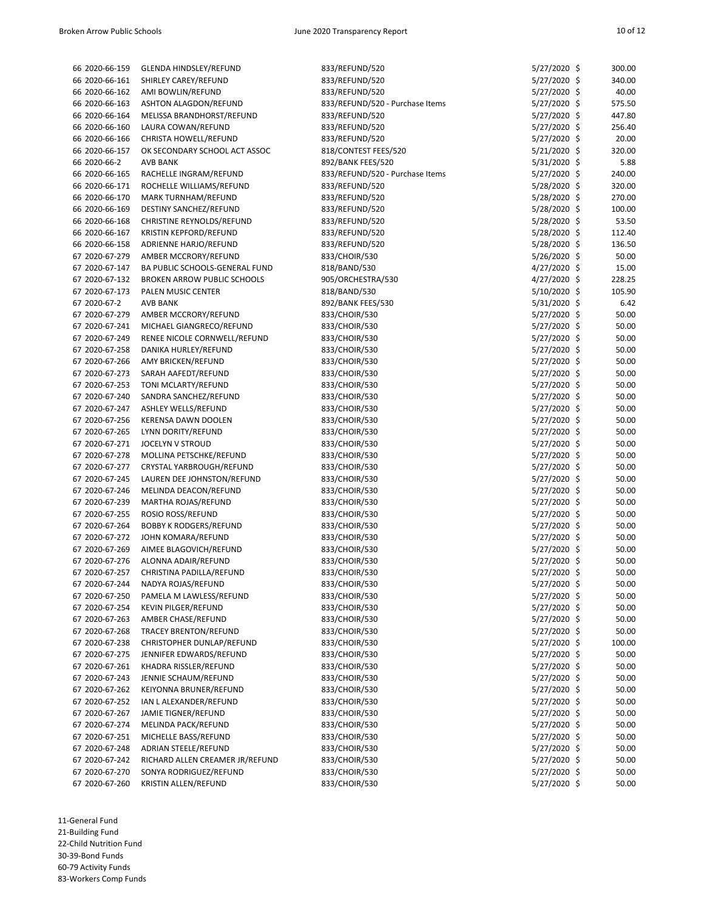| | | | | | |
|---|---|---|---|---|---|
| 66 | 2020-66-159 | GLENDA HINDSLEY/REFUND | 833/REFUND/520 | 5/27/2020 | $ 300.00 |
| 66 | 2020-66-161 | SHIRLEY CAREY/REFUND | 833/REFUND/520 | 5/27/2020 | $ 340.00 |
| 66 | 2020-66-162 | AMI BOWLIN/REFUND | 833/REFUND/520 | 5/27/2020 | $ 40.00 |
| 66 | 2020-66-163 | ASHTON ALAGDON/REFUND | 833/REFUND/520 - Purchase Items | 5/27/2020 | $ 575.50 |
| 66 | 2020-66-164 | MELISSA BRANDHORST/REFUND | 833/REFUND/520 | 5/27/2020 | $ 447.80 |
| 66 | 2020-66-160 | LAURA COWAN/REFUND | 833/REFUND/520 | 5/27/2020 | $ 256.40 |
| 66 | 2020-66-166 | CHRISTA HOWELL/REFUND | 833/REFUND/520 | 5/27/2020 | $ 20.00 |
| 66 | 2020-66-157 | OK SECONDARY SCHOOL ACT ASSOC | 818/CONTEST FEES/520 | 5/21/2020 | $ 320.00 |
| 66 | 2020-66-2 | AVB BANK | 892/BANK FEES/520 | 5/31/2020 | $ 5.88 |
| 66 | 2020-66-165 | RACHELLE INGRAM/REFUND | 833/REFUND/520 - Purchase Items | 5/27/2020 | $ 240.00 |
| 66 | 2020-66-171 | ROCHELLE WILLIAMS/REFUND | 833/REFUND/520 | 5/28/2020 | $ 320.00 |
| 66 | 2020-66-170 | MARK TURNHAM/REFUND | 833/REFUND/520 | 5/28/2020 | $ 270.00 |
| 66 | 2020-66-169 | DESTINY SANCHEZ/REFUND | 833/REFUND/520 | 5/28/2020 | $ 100.00 |
| 66 | 2020-66-168 | CHRISTINE REYNOLDS/REFUND | 833/REFUND/520 | 5/28/2020 | $ 53.50 |
| 66 | 2020-66-167 | KRISTIN KEPFORD/REFUND | 833/REFUND/520 | 5/28/2020 | $ 112.40 |
| 66 | 2020-66-158 | ADRIENNE HARJO/REFUND | 833/REFUND/520 | 5/28/2020 | $ 136.50 |
| 67 | 2020-67-279 | AMBER MCCRORY/REFUND | 833/CHOIR/530 | 5/26/2020 | $ 50.00 |
| 67 | 2020-67-147 | BA PUBLIC SCHOOLS-GENERAL FUND | 818/BAND/530 | 4/27/2020 | $ 15.00 |
| 67 | 2020-67-132 | BROKEN ARROW PUBLIC SCHOOLS | 905/ORCHESTRA/530 | 4/27/2020 | $ 228.25 |
| 67 | 2020-67-173 | PALEN MUSIC CENTER | 818/BAND/530 | 5/10/2020 | $ 105.90 |
| 67 | 2020-67-2 | AVB BANK | 892/BANK FEES/530 | 5/31/2020 | $ 6.42 |
| 67 | 2020-67-279 | AMBER MCCRORY/REFUND | 833/CHOIR/530 | 5/27/2020 | $ 50.00 |
| 67 | 2020-67-241 | MICHAEL GIANGRECO/REFUND | 833/CHOIR/530 | 5/27/2020 | $ 50.00 |
| 67 | 2020-67-249 | RENEE NICOLE CORNWELL/REFUND | 833/CHOIR/530 | 5/27/2020 | $ 50.00 |
| 67 | 2020-67-258 | DANIKA HURLEY/REFUND | 833/CHOIR/530 | 5/27/2020 | $ 50.00 |
| 67 | 2020-67-266 | AMY BRICKEN/REFUND | 833/CHOIR/530 | 5/27/2020 | $ 50.00 |
| 67 | 2020-67-273 | SARAH AAFEDT/REFUND | 833/CHOIR/530 | 5/27/2020 | $ 50.00 |
| 67 | 2020-67-253 | TONI MCLARTY/REFUND | 833/CHOIR/530 | 5/27/2020 | $ 50.00 |
| 67 | 2020-67-240 | SANDRA SANCHEZ/REFUND | 833/CHOIR/530 | 5/27/2020 | $ 50.00 |
| 67 | 2020-67-247 | ASHLEY WELLS/REFUND | 833/CHOIR/530 | 5/27/2020 | $ 50.00 |
| 67 | 2020-67-256 | KERENSA DAWN DOOLEN | 833/CHOIR/530 | 5/27/2020 | $ 50.00 |
| 67 | 2020-67-265 | LYNN DORITY/REFUND | 833/CHOIR/530 | 5/27/2020 | $ 50.00 |
| 67 | 2020-67-271 | JOCELYN V STROUD | 833/CHOIR/530 | 5/27/2020 | $ 50.00 |
| 67 | 2020-67-278 | MOLLINA PETSCHKE/REFUND | 833/CHOIR/530 | 5/27/2020 | $ 50.00 |
| 67 | 2020-67-277 | CRYSTAL YARBROUGH/REFUND | 833/CHOIR/530 | 5/27/2020 | $ 50.00 |
| 67 | 2020-67-245 | LAUREN DEE JOHNSTON/REFUND | 833/CHOIR/530 | 5/27/2020 | $ 50.00 |
| 67 | 2020-67-246 | MELINDA DEACON/REFUND | 833/CHOIR/530 | 5/27/2020 | $ 50.00 |
| 67 | 2020-67-239 | MARTHA ROJAS/REFUND | 833/CHOIR/530 | 5/27/2020 | $ 50.00 |
| 67 | 2020-67-255 | ROSIO ROSS/REFUND | 833/CHOIR/530 | 5/27/2020 | $ 50.00 |
| 67 | 2020-67-264 | BOBBY K RODGERS/REFUND | 833/CHOIR/530 | 5/27/2020 | $ 50.00 |
| 67 | 2020-67-272 | JOHN KOMARA/REFUND | 833/CHOIR/530 | 5/27/2020 | $ 50.00 |
| 67 | 2020-67-269 | AIMEE BLAGOVICH/REFUND | 833/CHOIR/530 | 5/27/2020 | $ 50.00 |
| 67 | 2020-67-276 | ALONNA ADAIR/REFUND | 833/CHOIR/530 | 5/27/2020 | $ 50.00 |
| 67 | 2020-67-257 | CHRISTINA PADILLA/REFUND | 833/CHOIR/530 | 5/27/2020 | $ 50.00 |
| 67 | 2020-67-244 | NADYA ROJAS/REFUND | 833/CHOIR/530 | 5/27/2020 | $ 50.00 |
| 67 | 2020-67-250 | PAMELA M LAWLESS/REFUND | 833/CHOIR/530 | 5/27/2020 | $ 50.00 |
| 67 | 2020-67-254 | KEVIN PILGER/REFUND | 833/CHOIR/530 | 5/27/2020 | $ 50.00 |
| 67 | 2020-67-263 | AMBER CHASE/REFUND | 833/CHOIR/530 | 5/27/2020 | $ 50.00 |
| 67 | 2020-67-268 | TRACEY BRENTON/REFUND | 833/CHOIR/530 | 5/27/2020 | $ 50.00 |
| 67 | 2020-67-238 | CHRISTOPHER DUNLAP/REFUND | 833/CHOIR/530 | 5/27/2020 | $ 100.00 |
| 67 | 2020-67-275 | JENNIFER EDWARDS/REFUND | 833/CHOIR/530 | 5/27/2020 | $ 50.00 |
| 67 | 2020-67-261 | KHADRA RISSLER/REFUND | 833/CHOIR/530 | 5/27/2020 | $ 50.00 |
| 67 | 2020-67-243 | JENNIE SCHAUM/REFUND | 833/CHOIR/530 | 5/27/2020 | $ 50.00 |
| 67 | 2020-67-262 | KEIYONNA BRUNER/REFUND | 833/CHOIR/530 | 5/27/2020 | $ 50.00 |
| 67 | 2020-67-252 | IAN L ALEXANDER/REFUND | 833/CHOIR/530 | 5/27/2020 | $ 50.00 |
| 67 | 2020-67-267 | JAMIE TIGNER/REFUND | 833/CHOIR/530 | 5/27/2020 | $ 50.00 |
| 67 | 2020-67-274 | MELINDA PACK/REFUND | 833/CHOIR/530 | 5/27/2020 | $ 50.00 |
| 67 | 2020-67-251 | MICHELLE BASS/REFUND | 833/CHOIR/530 | 5/27/2020 | $ 50.00 |
| 67 | 2020-67-248 | ADRIAN STEELE/REFUND | 833/CHOIR/530 | 5/27/2020 | $ 50.00 |
| 67 | 2020-67-242 | RICHARD ALLEN CREAMER JR/REFUND | 833/CHOIR/530 | 5/27/2020 | $ 50.00 |
| 67 | 2020-67-270 | SONYA RODRIGUEZ/REFUND | 833/CHOIR/530 | 5/27/2020 | $ 50.00 |
| 67 | 2020-67-260 | KRISTIN ALLEN/REFUND | 833/CHOIR/530 | 5/27/2020 | $ 50.00 |

11-General Fund
21-Building Fund
22-Child Nutrition Fund
30-39-Bond Funds
60-79 Activity Funds
83-Workers Comp Funds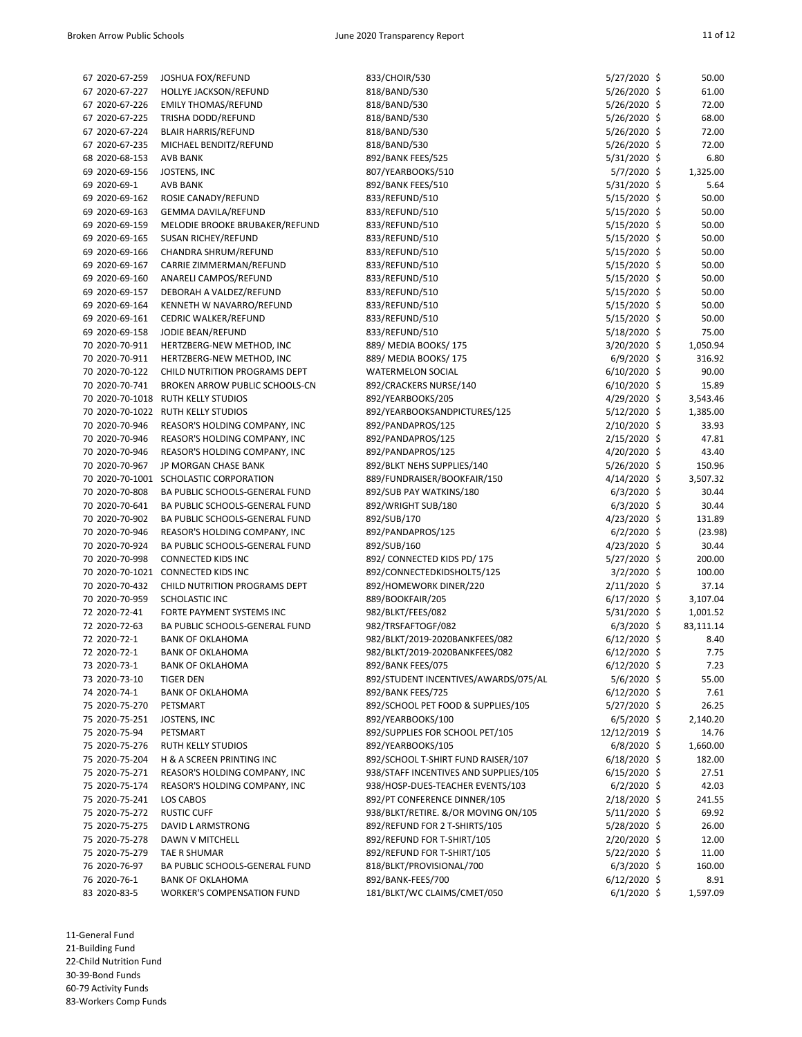| Fund | Check/PO Number | Vendor | Description | Date | Amount |
|---|---|---|---|---|---|
| 67 | 2020-67-259 | JOSHUA FOX/REFUND | 833/CHOIR/530 | 5/27/2020 | $ 50.00 |
| 67 | 2020-67-227 | HOLLYE JACKSON/REFUND | 818/BAND/530 | 5/26/2020 | $ 61.00 |
| 67 | 2020-67-226 | EMILY THOMAS/REFUND | 818/BAND/530 | 5/26/2020 | $ 72.00 |
| 67 | 2020-67-225 | TRISHA DODD/REFUND | 818/BAND/530 | 5/26/2020 | $ 68.00 |
| 67 | 2020-67-224 | BLAIR HARRIS/REFUND | 818/BAND/530 | 5/26/2020 | $ 72.00 |
| 67 | 2020-67-235 | MICHAEL BENDITZ/REFUND | 818/BAND/530 | 5/26/2020 | $ 72.00 |
| 68 | 2020-68-153 | AVB BANK | 892/BANK FEES/525 | 5/31/2020 | $ 6.80 |
| 69 | 2020-69-156 | JOSTENS, INC | 807/YEARBOOKS/510 | 5/7/2020 | $ 1,325.00 |
| 69 | 2020-69-1 | AVB BANK | 892/BANK FEES/510 | 5/31/2020 | $ 5.64 |
| 69 | 2020-69-162 | ROSIE CANADY/REFUND | 833/REFUND/510 | 5/15/2020 | $ 50.00 |
| 69 | 2020-69-163 | GEMMA DAVILA/REFUND | 833/REFUND/510 | 5/15/2020 | $ 50.00 |
| 69 | 2020-69-159 | MELODIE BROOKE BRUBAKER/REFUND | 833/REFUND/510 | 5/15/2020 | $ 50.00 |
| 69 | 2020-69-165 | SUSAN RICHEY/REFUND | 833/REFUND/510 | 5/15/2020 | $ 50.00 |
| 69 | 2020-69-166 | CHANDRA SHRUM/REFUND | 833/REFUND/510 | 5/15/2020 | $ 50.00 |
| 69 | 2020-69-167 | CARRIE ZIMMERMAN/REFUND | 833/REFUND/510 | 5/15/2020 | $ 50.00 |
| 69 | 2020-69-160 | ANARELI CAMPOS/REFUND | 833/REFUND/510 | 5/15/2020 | $ 50.00 |
| 69 | 2020-69-157 | DEBORAH A VALDEZ/REFUND | 833/REFUND/510 | 5/15/2020 | $ 50.00 |
| 69 | 2020-69-164 | KENNETH W NAVARRO/REFUND | 833/REFUND/510 | 5/15/2020 | $ 50.00 |
| 69 | 2020-69-161 | CEDRIC WALKER/REFUND | 833/REFUND/510 | 5/15/2020 | $ 50.00 |
| 69 | 2020-69-158 | JODIE BEAN/REFUND | 833/REFUND/510 | 5/18/2020 | $ 75.00 |
| 70 | 2020-70-911 | HERTZBERG-NEW METHOD, INC | 889/ MEDIA BOOKS/ 175 | 3/20/2020 | $ 1,050.94 |
| 70 | 2020-70-911 | HERTZBERG-NEW METHOD, INC | 889/ MEDIA BOOKS/ 175 | 6/9/2020 | $ 316.92 |
| 70 | 2020-70-122 | CHILD NUTRITION PROGRAMS DEPT | WATERMELON SOCIAL | 6/10/2020 | $ 90.00 |
| 70 | 2020-70-741 | BROKEN ARROW PUBLIC SCHOOLS-CN | 892/CRACKERS NURSE/140 | 6/10/2020 | $ 15.89 |
| 70 | 2020-70-1018 | RUTH KELLY STUDIOS | 892/YEARBOOKS/205 | 4/29/2020 | $ 3,543.46 |
| 70 | 2020-70-1022 | RUTH KELLY STUDIOS | 892/YEARBOOKSANDPICTURES/125 | 5/12/2020 | $ 1,385.00 |
| 70 | 2020-70-946 | REASOR'S HOLDING COMPANY, INC | 892/PANDAPROS/125 | 2/10/2020 | $ 33.93 |
| 70 | 2020-70-946 | REASOR'S HOLDING COMPANY, INC | 892/PANDAPROS/125 | 2/15/2020 | $ 47.81 |
| 70 | 2020-70-946 | REASOR'S HOLDING COMPANY, INC | 892/PANDAPROS/125 | 4/20/2020 | $ 43.40 |
| 70 | 2020-70-967 | JP MORGAN CHASE BANK | 892/BLKT NEHS SUPPLIES/140 | 5/26/2020 | $ 150.96 |
| 70 | 2020-70-1001 | SCHOLASTIC CORPORATION | 889/FUNDRAISER/BOOKFAIR/150 | 4/14/2020 | $ 3,507.32 |
| 70 | 2020-70-808 | BA PUBLIC SCHOOLS-GENERAL FUND | 892/SUB PAY WATKINS/180 | 6/3/2020 | $ 30.44 |
| 70 | 2020-70-641 | BA PUBLIC SCHOOLS-GENERAL FUND | 892/WRIGHT SUB/180 | 6/3/2020 | $ 30.44 |
| 70 | 2020-70-902 | BA PUBLIC SCHOOLS-GENERAL FUND | 892/SUB/170 | 4/23/2020 | $ 131.89 |
| 70 | 2020-70-946 | REASOR'S HOLDING COMPANY, INC | 892/PANDAPROS/125 | 6/2/2020 | $ (23.98) |
| 70 | 2020-70-924 | BA PUBLIC SCHOOLS-GENERAL FUND | 892/SUB/160 | 4/23/2020 | $ 30.44 |
| 70 | 2020-70-998 | CONNECTED KIDS INC | 892/ CONNECTED KIDS PD/ 175 | 5/27/2020 | $ 200.00 |
| 70 | 2020-70-1021 | CONNECTED KIDS INC | 892/CONNECTEDKIDSHOLT5/125 | 3/2/2020 | $ 100.00 |
| 70 | 2020-70-432 | CHILD NUTRITION PROGRAMS DEPT | 892/HOMEWORK DINER/220 | 2/11/2020 | $ 37.14 |
| 70 | 2020-70-959 | SCHOLASTIC INC | 889/BOOKFAIR/205 | 6/17/2020 | $ 3,107.04 |
| 72 | 2020-72-41 | FORTE PAYMENT SYSTEMS INC | 982/BLKT/FEES/082 | 5/31/2020 | $ 1,001.52 |
| 72 | 2020-72-63 | BA PUBLIC SCHOOLS-GENERAL FUND | 982/TRSFAFTOGF/082 | 6/3/2020 | $ 83,111.14 |
| 72 | 2020-72-1 | BANK OF OKLAHOMA | 982/BLKT/2019-2020BANKFEES/082 | 6/12/2020 | $ 8.40 |
| 72 | 2020-72-1 | BANK OF OKLAHOMA | 982/BLKT/2019-2020BANKFEES/082 | 6/12/2020 | $ 7.75 |
| 73 | 2020-73-1 | BANK OF OKLAHOMA | 892/BANK FEES/075 | 6/12/2020 | $ 7.23 |
| 73 | 2020-73-10 | TIGER DEN | 892/STUDENT INCENTIVES/AWARDS/075/AL | 5/6/2020 | $ 55.00 |
| 74 | 2020-74-1 | BANK OF OKLAHOMA | 892/BANK FEES/725 | 6/12/2020 | $ 7.61 |
| 75 | 2020-75-270 | PETSMART | 892/SCHOOL PET FOOD & SUPPLIES/105 | 5/27/2020 | $ 26.25 |
| 75 | 2020-75-251 | JOSTENS, INC | 892/YEARBOOKS/100 | 6/5/2020 | $ 2,140.20 |
| 75 | 2020-75-94 | PETSMART | 892/SUPPLIES FOR SCHOOL PET/105 | 12/12/2019 | $ 14.76 |
| 75 | 2020-75-276 | RUTH KELLY STUDIOS | 892/YEARBOOKS/105 | 6/8/2020 | $ 1,660.00 |
| 75 | 2020-75-204 | H & A SCREEN PRINTING INC | 892/SCHOOL T-SHIRT FUND RAISER/107 | 6/18/2020 | $ 182.00 |
| 75 | 2020-75-271 | REASOR'S HOLDING COMPANY, INC | 938/STAFF INCENTIVES AND SUPPLIES/105 | 6/15/2020 | $ 27.51 |
| 75 | 2020-75-174 | REASOR'S HOLDING COMPANY, INC | 938/HOSP-DUES-TEACHER EVENTS/103 | 6/2/2020 | $ 42.03 |
| 75 | 2020-75-241 | LOS CABOS | 892/PT CONFERENCE DINNER/105 | 2/18/2020 | $ 241.55 |
| 75 | 2020-75-272 | RUSTIC CUFF | 938/BLKT/RETIRE. &/OR MOVING ON/105 | 5/11/2020 | $ 69.92 |
| 75 | 2020-75-275 | DAVID L ARMSTRONG | 892/REFUND FOR 2 T-SHIRTS/105 | 5/28/2020 | $ 26.00 |
| 75 | 2020-75-278 | DAWN V MITCHELL | 892/REFUND FOR T-SHIRT/105 | 2/20/2020 | $ 12.00 |
| 75 | 2020-75-279 | TAE R SHUMAR | 892/REFUND FOR T-SHIRT/105 | 5/22/2020 | $ 11.00 |
| 76 | 2020-76-97 | BA PUBLIC SCHOOLS-GENERAL FUND | 818/BLKT/PROVISIONAL/700 | 6/3/2020 | $ 160.00 |
| 76 | 2020-76-1 | BANK OF OKLAHOMA | 892/BANK-FEES/700 | 6/12/2020 | $ 8.91 |
| 83 | 2020-83-5 | WORKER'S COMPENSATION FUND | 181/BLKT/WC CLAIMS/CMET/050 | 6/1/2020 | $ 1,597.09 |

11-General Fund
21-Building Fund
22-Child Nutrition Fund
30-39-Bond Funds
60-79 Activity Funds
83-Workers Comp Funds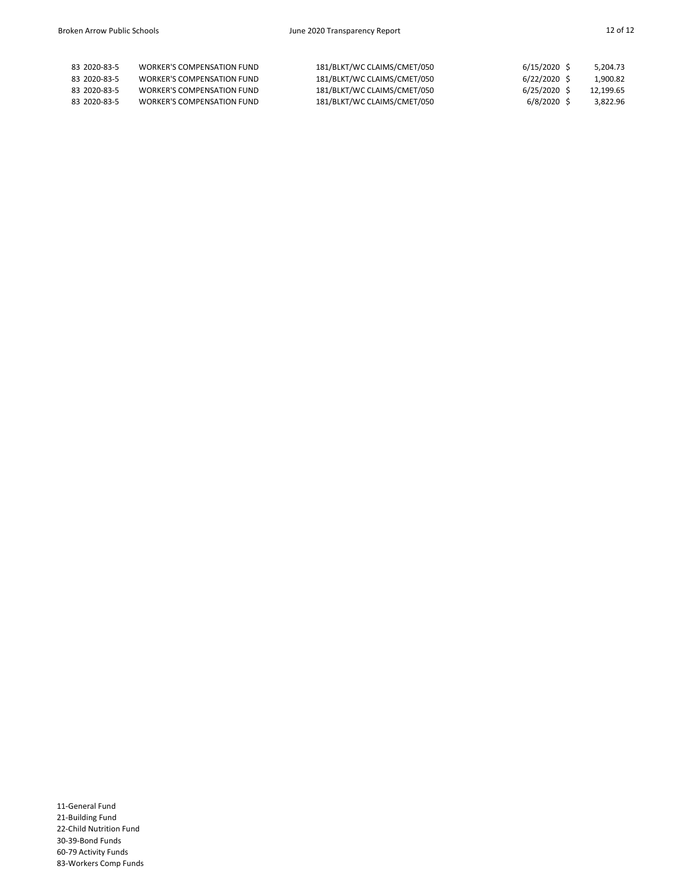| | | | | | |
|---|---|---|---|---|---|
| 83 | 2020-83-5 | WORKER'S COMPENSATION FUND | 181/BLKT/WC CLAIMS/CMET/050 | 6/15/2020 | $ 5,204.73 |
| 83 | 2020-83-5 | WORKER'S COMPENSATION FUND | 181/BLKT/WC CLAIMS/CMET/050 | 6/22/2020 | $ 1,900.82 |
| 83 | 2020-83-5 | WORKER'S COMPENSATION FUND | 181/BLKT/WC CLAIMS/CMET/050 | 6/25/2020 | $ 12,199.65 |
| 83 | 2020-83-5 | WORKER'S COMPENSATION FUND | 181/BLKT/WC CLAIMS/CMET/050 | 6/8/2020 | $ 3,822.96 |

11-General Fund
21-Building Fund
22-Child Nutrition Fund
30-39-Bond Funds
60-79 Activity Funds
83-Workers Comp Funds